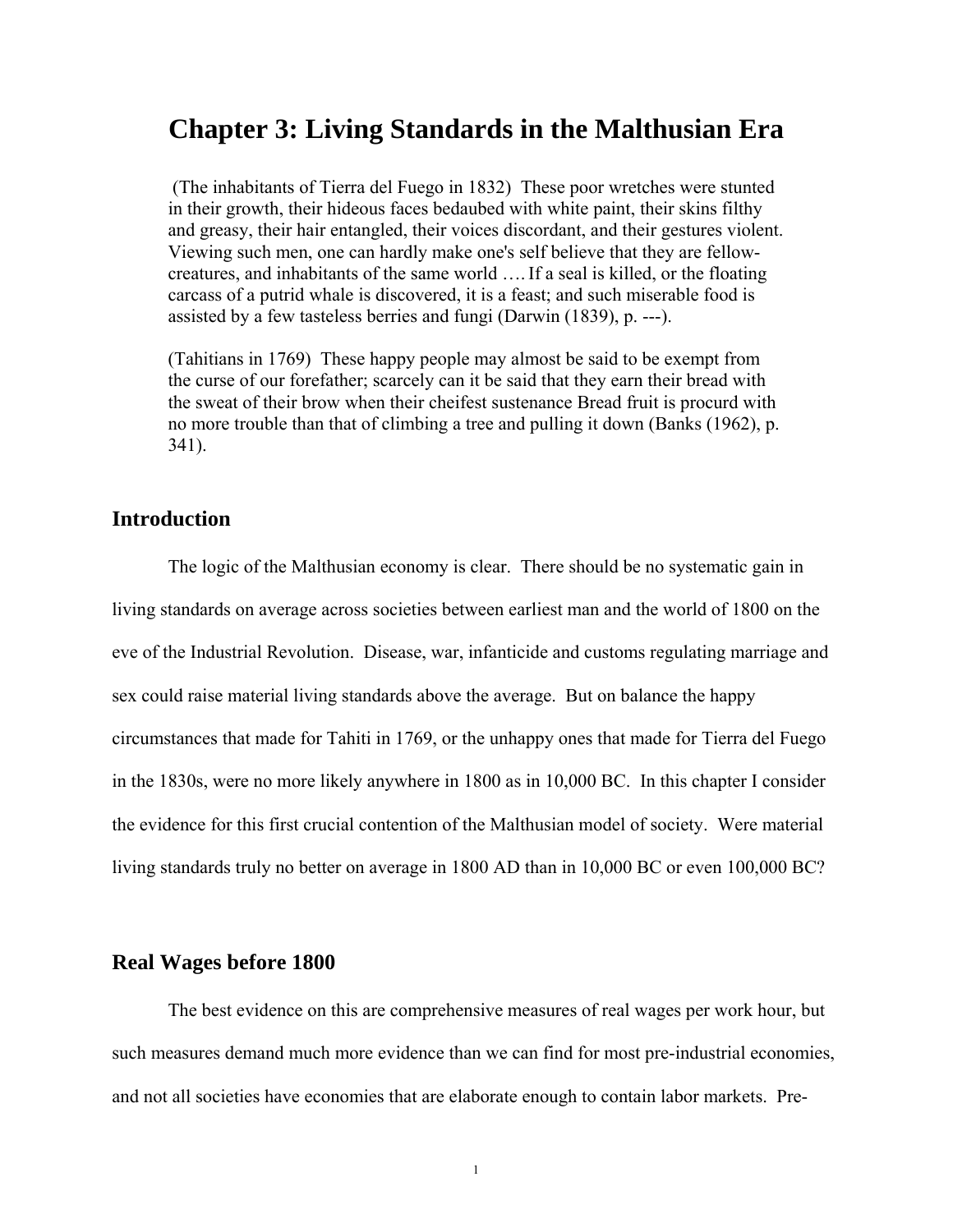# Chapter 3: Living Standards in the Malthusian Era

> (The inhabitants of Tierra del Fuego in 1832) These poor wretches were stunted in their growth, their hideous faces bedaubed with white paint, their skins filthy and greasy, their hair entangled, their voices discordant, and their gestures violent. Viewing such men, one can hardly make one's self believe that they are fellow-creatures, and inhabitants of the same world …. If a seal is killed, or the floating carcass of a putrid whale is discovered, it is a feast; and such miserable food is assisted by a few tasteless berries and fungi (Darwin (1839), p. ---).

> (Tahitians in 1769) These happy people may almost be said to be exempt from the curse of our forefather; scarcely can it be said that they earn their bread with the sweat of their brow when their cheifest sustenance Bread fruit is procurd with no more trouble than that of climbing a tree and pulling it down (Banks (1962), p. 341).

## Introduction

The logic of the Malthusian economy is clear. There should be no systematic gain in living standards on average across societies between earliest man and the world of 1800 on the eve of the Industrial Revolution. Disease, war, infanticide and customs regulating marriage and sex could raise material living standards above the average. But on balance the happy circumstances that made for Tahiti in 1769, or the unhappy ones that made for Tierra del Fuego in the 1830s, were no more likely anywhere in 1800 as in 10,000 BC. In this chapter I consider the evidence for this first crucial contention of the Malthusian model of society. Were material living standards truly no better on average in 1800 AD than in 10,000 BC or even 100,000 BC?

## Real Wages before 1800

The best evidence on this are comprehensive measures of real wages per work hour, but such measures demand much more evidence than we can find for most pre-industrial economies, and not all societies have economies that are elaborate enough to contain labor markets. Pre-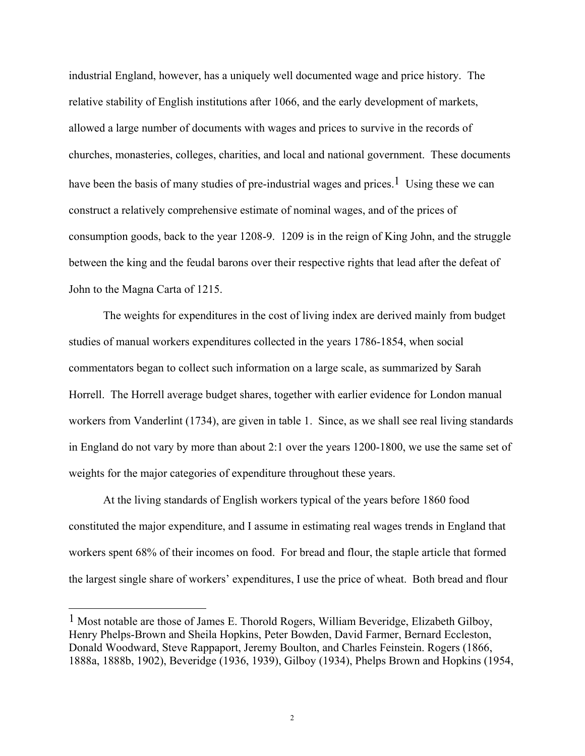industrial England, however, has a uniquely well documented wage and price history. The relative stability of English institutions after 1066, and the early development of markets, allowed a large number of documents with wages and prices to survive in the records of churches, monasteries, colleges, charities, and local and national government. These documents have been the basis of many studies of pre-industrial wages and prices.[1] Using these we can construct a relatively comprehensive estimate of nominal wages, and of the prices of consumption goods, back to the year 1208-9. 1209 is in the reign of King John, and the struggle between the king and the feudal barons over their respective rights that lead after the defeat of John to the Magna Carta of 1215.

The weights for expenditures in the cost of living index are derived mainly from budget studies of manual workers expenditures collected in the years 1786-1854, when social commentators began to collect such information on a large scale, as summarized by Sarah Horrell. The Horrell average budget shares, together with earlier evidence for London manual workers from Vanderlint (1734), are given in table 1. Since, as we shall see real living standards in England do not vary by more than about 2:1 over the years 1200-1800, we use the same set of weights for the major categories of expenditure throughout these years.

At the living standards of English workers typical of the years before 1860 food constituted the major expenditure, and I assume in estimating real wages trends in England that workers spent 68% of their incomes on food. For bread and flour, the staple article that formed the largest single share of workers' expenditures, I use the price of wheat. Both bread and flour

[1] Most notable are those of James E. Thorold Rogers, William Beveridge, Elizabeth Gilboy, Henry Phelps-Brown and Sheila Hopkins, Peter Bowden, David Farmer, Bernard Eccleston, Donald Woodward, Steve Rappaport, Jeremy Boulton, and Charles Feinstein. Rogers (1866, 1888a, 1888b, 1902), Beveridge (1936, 1939), Gilboy (1934), Phelps Brown and Hopkins (1954,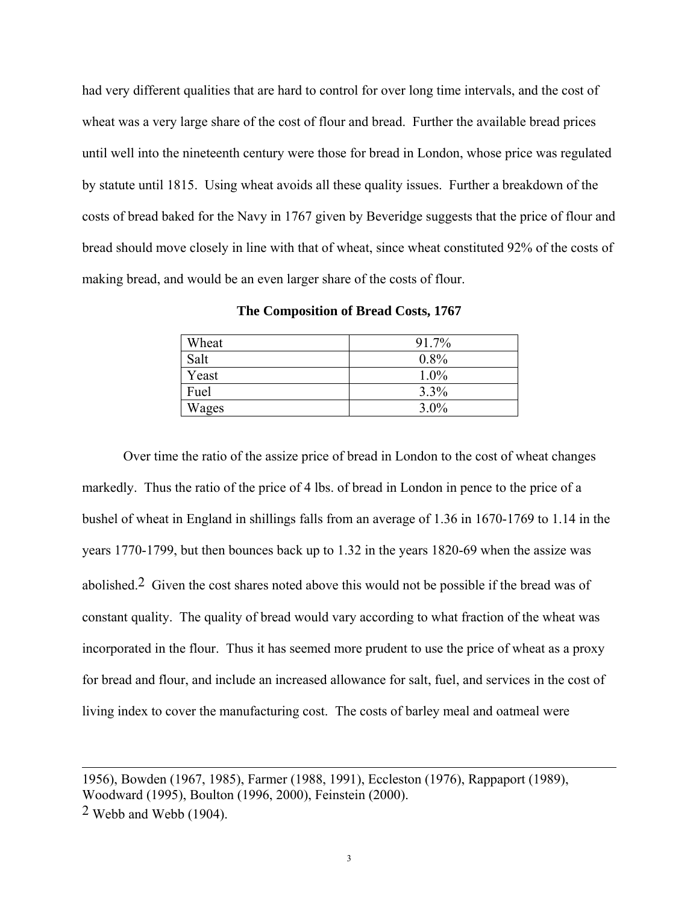had very different qualities that are hard to control for over long time intervals, and the cost of wheat was a very large share of the cost of flour and bread. Further the available bread prices until well into the nineteenth century were those for bread in London, whose price was regulated by statute until 1815. Using wheat avoids all these quality issues. Further a breakdown of the costs of bread baked for the Navy in 1767 given by Beveridge suggests that the price of flour and bread should move closely in line with that of wheat, since wheat constituted 92% of the costs of making bread, and would be an even larger share of the costs of flour.

**The Composition of Bread Costs, 1767**

| | |
|---|---|
| Wheat | 91.7% |
| Salt | 0.8% |
| Yeast | 1.0% |
| Fuel | 3.3% |
| Wages | 3.0% |

Over time the ratio of the assize price of bread in London to the cost of wheat changes markedly. Thus the ratio of the price of 4 lbs. of bread in London in pence to the price of a bushel of wheat in England in shillings falls from an average of 1.36 in 1670-1769 to 1.14 in the years 1770-1799, but then bounces back up to 1.32 in the years 1820-69 when the assize was abolished.[2] Given the cost shares noted above this would not be possible if the bread was of constant quality. The quality of bread would vary according to what fraction of the wheat was incorporated in the flour. Thus it has seemed more prudent to use the price of wheat as a proxy for bread and flour, and include an increased allowance for salt, fuel, and services in the cost of living index to cover the manufacturing cost. The costs of barley meal and oatmeal were

---

1956), Bowden (1967, 1985), Farmer (1988, 1991), Eccleston (1976), Rappaport (1989), Woodward (1995), Boulton (1996, 2000), Feinstein (2000).

[2] Webb and Webb (1904).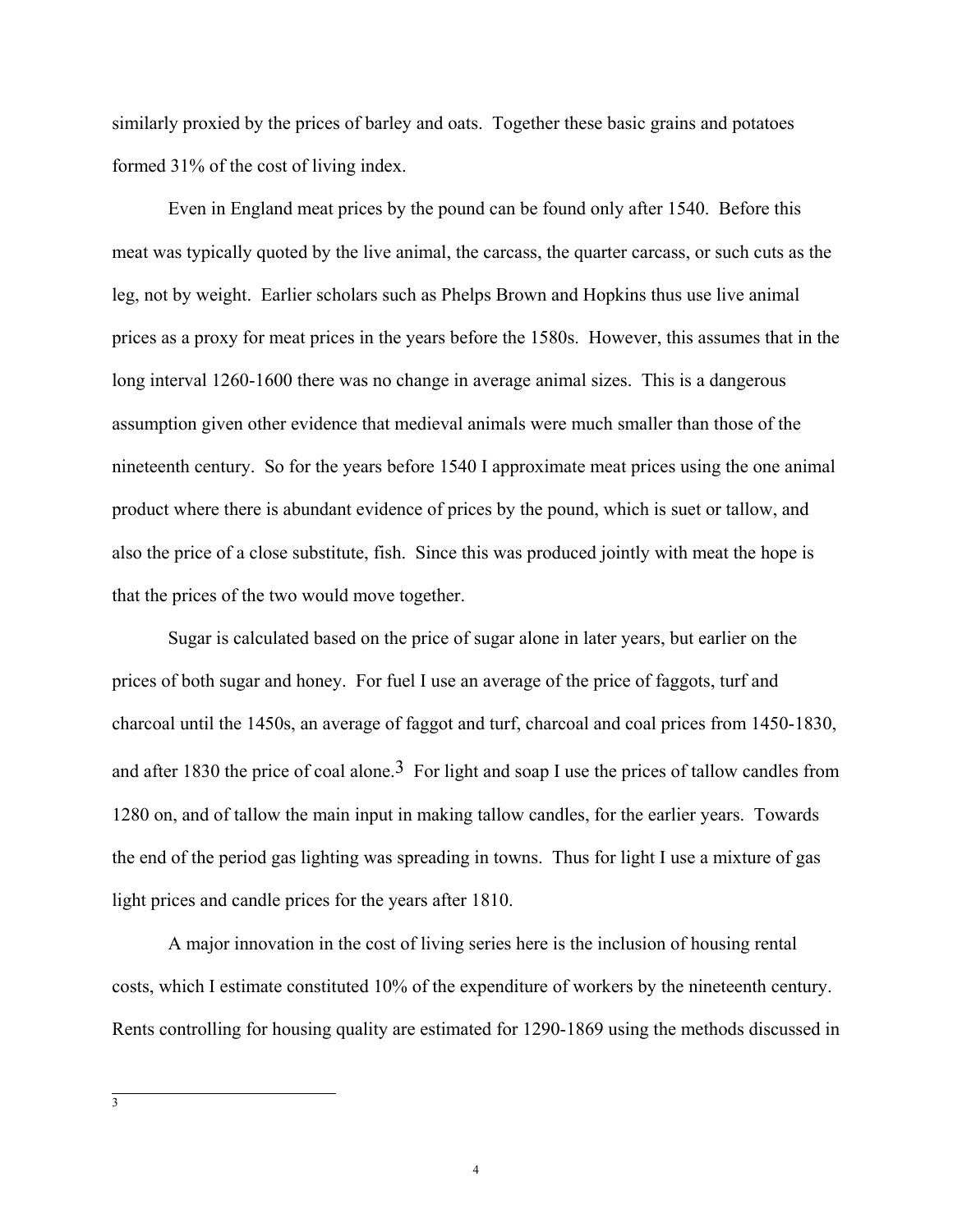similarly proxied by the prices of barley and oats. Together these basic grains and potatoes formed 31% of the cost of living index.

Even in England meat prices by the pound can be found only after 1540. Before this meat was typically quoted by the live animal, the carcass, the quarter carcass, or such cuts as the leg, not by weight. Earlier scholars such as Phelps Brown and Hopkins thus use live animal prices as a proxy for meat prices in the years before the 1580s. However, this assumes that in the long interval 1260-1600 there was no change in average animal sizes. This is a dangerous assumption given other evidence that medieval animals were much smaller than those of the nineteenth century. So for the years before 1540 I approximate meat prices using the one animal product where there is abundant evidence of prices by the pound, which is suet or tallow, and also the price of a close substitute, fish. Since this was produced jointly with meat the hope is that the prices of the two would move together.

Sugar is calculated based on the price of sugar alone in later years, but earlier on the prices of both sugar and honey. For fuel I use an average of the price of faggots, turf and charcoal until the 1450s, an average of faggot and turf, charcoal and coal prices from 1450-1830, and after 1830 the price of coal alone.[3] For light and soap I use the prices of tallow candles from 1280 on, and of tallow the main input in making tallow candles, for the earlier years. Towards the end of the period gas lighting was spreading in towns. Thus for light I use a mixture of gas light prices and candle prices for the years after 1810.

A major innovation in the cost of living series here is the inclusion of housing rental costs, which I estimate constituted 10% of the expenditure of workers by the nineteenth century. Rents controlling for housing quality are estimated for 1290-1869 using the methods discussed in

---

[3]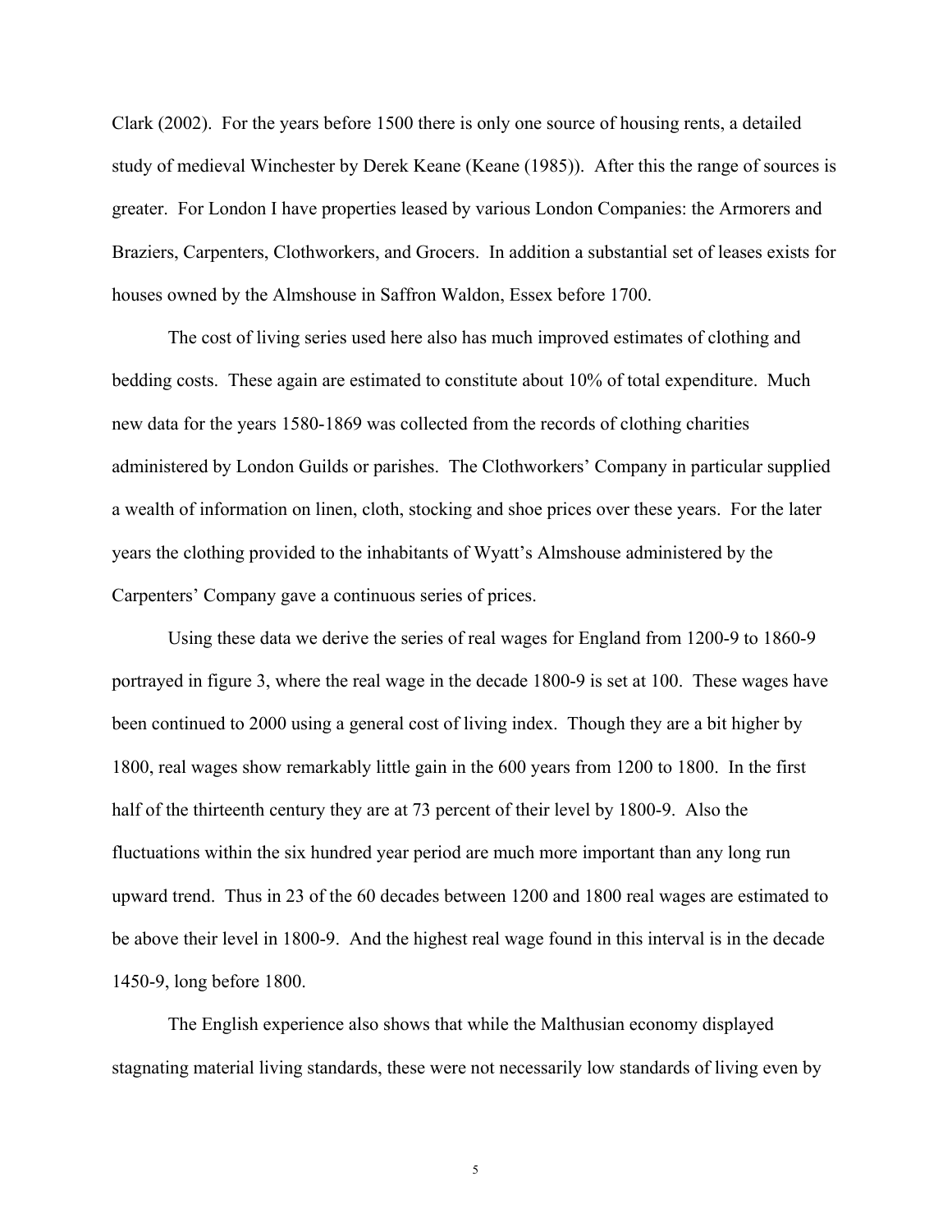Clark (2002). For the years before 1500 there is only one source of housing rents, a detailed study of medieval Winchester by Derek Keane (Keane (1985)). After this the range of sources is greater. For London I have properties leased by various London Companies: the Armorers and Braziers, Carpenters, Clothworkers, and Grocers. In addition a substantial set of leases exists for houses owned by the Almshouse in Saffron Waldon, Essex before 1700.

The cost of living series used here also has much improved estimates of clothing and bedding costs. These again are estimated to constitute about 10% of total expenditure. Much new data for the years 1580-1869 was collected from the records of clothing charities administered by London Guilds or parishes. The Clothworkers' Company in particular supplied a wealth of information on linen, cloth, stocking and shoe prices over these years. For the later years the clothing provided to the inhabitants of Wyatt's Almshouse administered by the Carpenters' Company gave a continuous series of prices.

Using these data we derive the series of real wages for England from 1200-9 to 1860-9 portrayed in figure 3, where the real wage in the decade 1800-9 is set at 100. These wages have been continued to 2000 using a general cost of living index. Though they are a bit higher by 1800, real wages show remarkably little gain in the 600 years from 1200 to 1800. In the first half of the thirteenth century they are at 73 percent of their level by 1800-9. Also the fluctuations within the six hundred year period are much more important than any long run upward trend. Thus in 23 of the 60 decades between 1200 and 1800 real wages are estimated to be above their level in 1800-9. And the highest real wage found in this interval is in the decade 1450-9, long before 1800.

The English experience also shows that while the Malthusian economy displayed stagnating material living standards, these were not necessarily low standards of living even by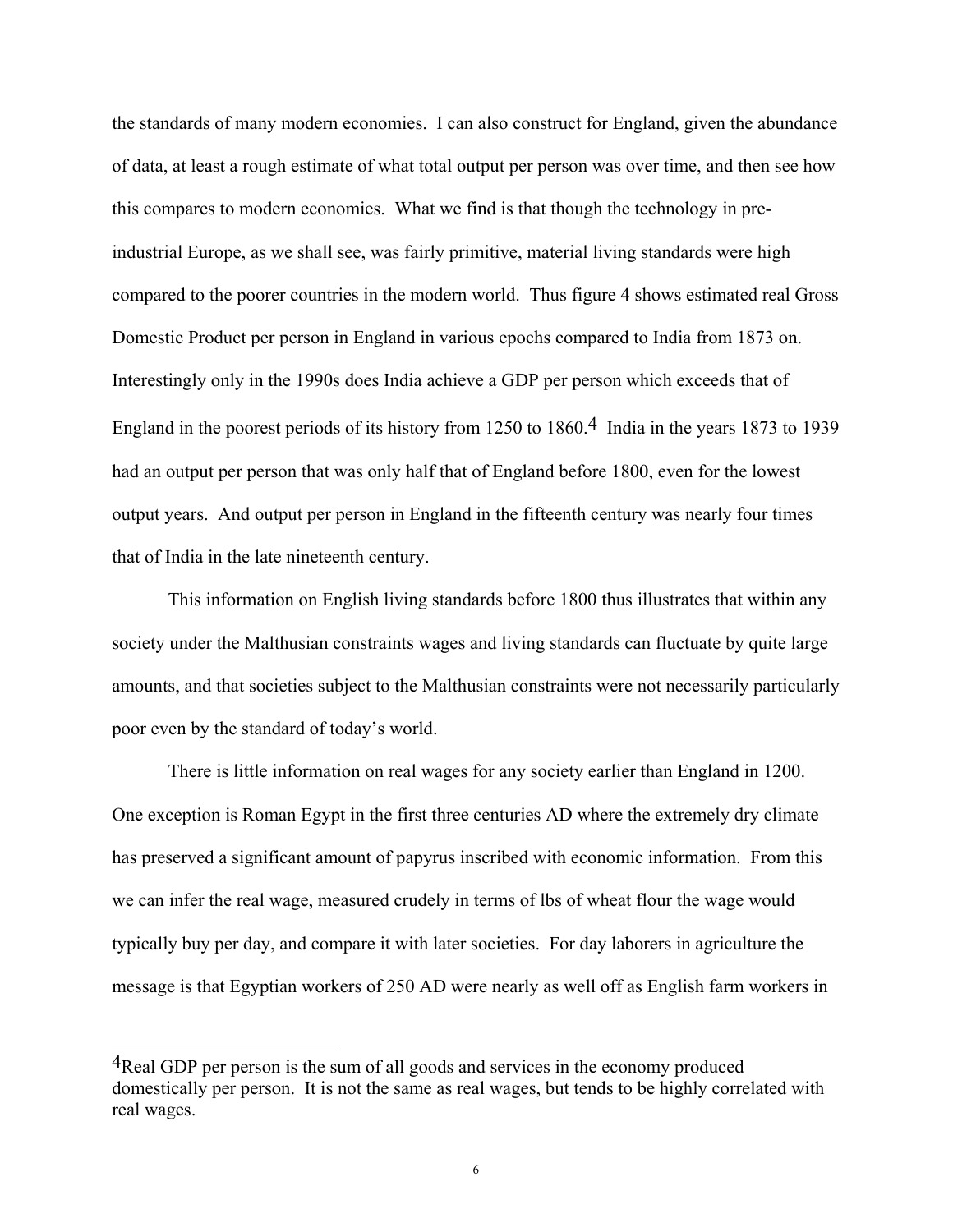the standards of many modern economies. I can also construct for England, given the abundance of data, at least a rough estimate of what total output per person was over time, and then see how this compares to modern economies. What we find is that though the technology in pre-industrial Europe, as we shall see, was fairly primitive, material living standards were high compared to the poorer countries in the modern world. Thus figure 4 shows estimated real Gross Domestic Product per person in England in various epochs compared to India from 1873 on. Interestingly only in the 1990s does India achieve a GDP per person which exceeds that of England in the poorest periods of its history from 1250 to 1860.[4] India in the years 1873 to 1939 had an output per person that was only half that of England before 1800, even for the lowest output years. And output per person in England in the fifteenth century was nearly four times that of India in the late nineteenth century.

This information on English living standards before 1800 thus illustrates that within any society under the Malthusian constraints wages and living standards can fluctuate by quite large amounts, and that societies subject to the Malthusian constraints were not necessarily particularly poor even by the standard of today's world.

There is little information on real wages for any society earlier than England in 1200. One exception is Roman Egypt in the first three centuries AD where the extremely dry climate has preserved a significant amount of papyrus inscribed with economic information. From this we can infer the real wage, measured crudely in terms of lbs of wheat flour the wage would typically buy per day, and compare it with later societies. For day laborers in agriculture the message is that Egyptian workers of 250 AD were nearly as well off as English farm workers in

---

[4] Real GDP per person is the sum of all goods and services in the economy produced domestically per person. It is not the same as real wages, but tends to be highly correlated with real wages.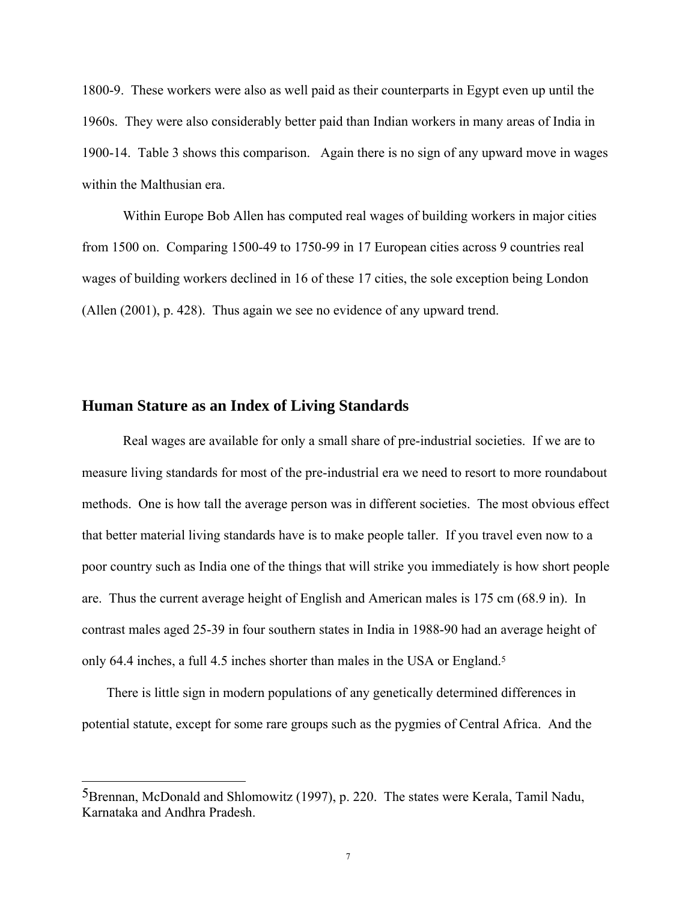1800-9. These workers were also as well paid as their counterparts in Egypt even up until the 1960s. They were also considerably better paid than Indian workers in many areas of India in 1900-14. Table 3 shows this comparison. Again there is no sign of any upward move in wages within the Malthusian era.

Within Europe Bob Allen has computed real wages of building workers in major cities from 1500 on. Comparing 1500-49 to 1750-99 in 17 European cities across 9 countries real wages of building workers declined in 16 of these 17 cities, the sole exception being London (Allen (2001), p. 428). Thus again we see no evidence of any upward trend.

## Human Stature as an Index of Living Standards

Real wages are available for only a small share of pre-industrial societies. If we are to measure living standards for most of the pre-industrial era we need to resort to more roundabout methods. One is how tall the average person was in different societies. The most obvious effect that better material living standards have is to make people taller. If you travel even now to a poor country such as India one of the things that will strike you immediately is how short people are. Thus the current average height of English and American males is 175 cm (68.9 in). In contrast males aged 25-39 in four southern states in India in 1988-90 had an average height of only 64.4 inches, a full 4.5 inches shorter than males in the USA or England.[5]

There is little sign in modern populations of any genetically determined differences in potential statute, except for some rare groups such as the pygmies of Central Africa. And the

---

[5] Brennan, McDonald and Shlomowitz (1997), p. 220. The states were Kerala, Tamil Nadu, Karnataka and Andhra Pradesh.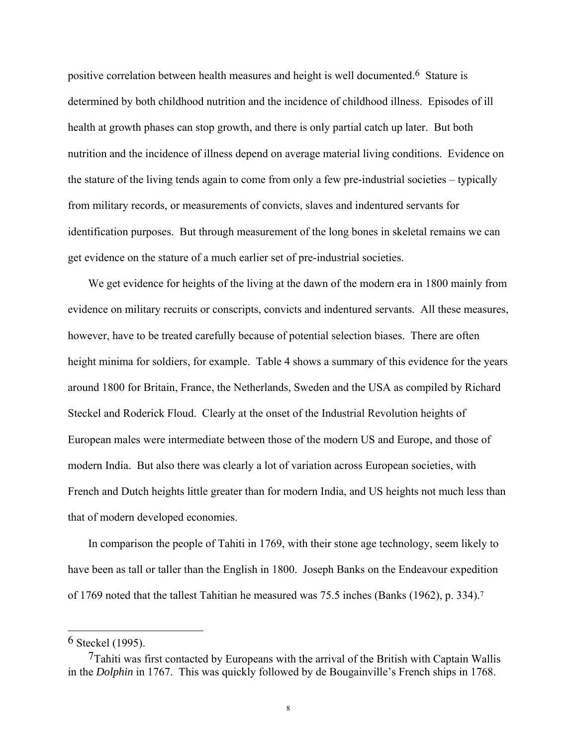positive correlation between health measures and height is well documented.[6] Stature is determined by both childhood nutrition and the incidence of childhood illness. Episodes of ill health at growth phases can stop growth, and there is only partial catch up later. But both nutrition and the incidence of illness depend on average material living conditions. Evidence on the stature of the living tends again to come from only a few pre-industrial societies – typically from military records, or measurements of convicts, slaves and indentured servants for identification purposes. But through measurement of the long bones in skeletal remains we can get evidence on the stature of a much earlier set of pre-industrial societies.

We get evidence for heights of the living at the dawn of the modern era in 1800 mainly from evidence on military recruits or conscripts, convicts and indentured servants. All these measures, however, have to be treated carefully because of potential selection biases. There are often height minima for soldiers, for example. Table 4 shows a summary of this evidence for the years around 1800 for Britain, France, the Netherlands, Sweden and the USA as compiled by Richard Steckel and Roderick Floud. Clearly at the onset of the Industrial Revolution heights of European males were intermediate between those of the modern US and Europe, and those of modern India. But also there was clearly a lot of variation across European societies, with French and Dutch heights little greater than for modern India, and US heights not much less than that of modern developed economies.

In comparison the people of Tahiti in 1769, with their stone age technology, seem likely to have been as tall or taller than the English in 1800. Joseph Banks on the Endeavour expedition of 1769 noted that the tallest Tahitian he measured was 75.5 inches (Banks (1962), p. 334).[7]

---

[6] Steckel (1995).

[7] Tahiti was first contacted by Europeans with the arrival of the British with Captain Wallis in the *Dolphin* in 1767. This was quickly followed by de Bougainville's French ships in 1768.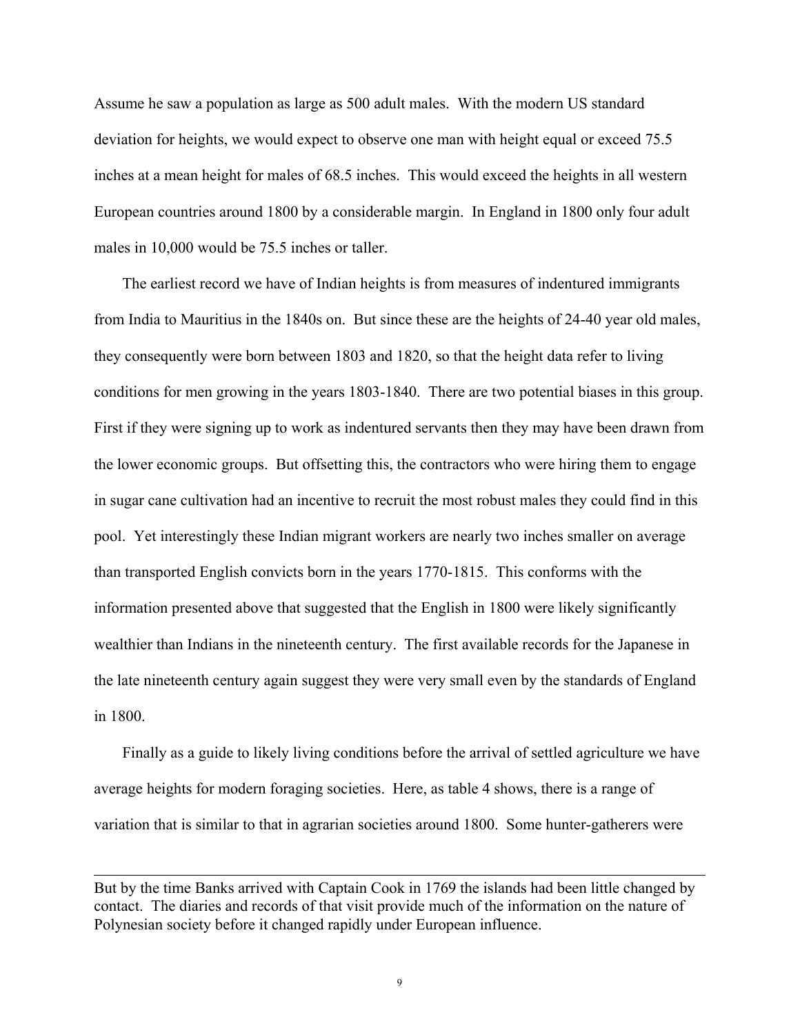Assume he saw a population as large as 500 adult males. With the modern US standard deviation for heights, we would expect to observe one man with height equal or exceed 75.5 inches at a mean height for males of 68.5 inches. This would exceed the heights in all western European countries around 1800 by a considerable margin. In England in 1800 only four adult males in 10,000 would be 75.5 inches or taller.

The earliest record we have of Indian heights is from measures of indentured immigrants from India to Mauritius in the 1840s on. But since these are the heights of 24-40 year old males, they consequently were born between 1803 and 1820, so that the height data refer to living conditions for men growing in the years 1803-1840. There are two potential biases in this group. First if they were signing up to work as indentured servants then they may have been drawn from the lower economic groups. But offsetting this, the contractors who were hiring them to engage in sugar cane cultivation had an incentive to recruit the most robust males they could find in this pool. Yet interestingly these Indian migrant workers are nearly two inches smaller on average than transported English convicts born in the years 1770-1815. This conforms with the information presented above that suggested that the English in 1800 were likely significantly wealthier than Indians in the nineteenth century. The first available records for the Japanese in the late nineteenth century again suggest they were very small even by the standards of England in 1800.

Finally as a guide to likely living conditions before the arrival of settled agriculture we have average heights for modern foraging societies. Here, as table 4 shows, there is a range of variation that is similar to that in agrarian societies around 1800. Some hunter-gatherers were

---

But by the time Banks arrived with Captain Cook in 1769 the islands had been little changed by contact. The diaries and records of that visit provide much of the information on the nature of Polynesian society before it changed rapidly under European influence.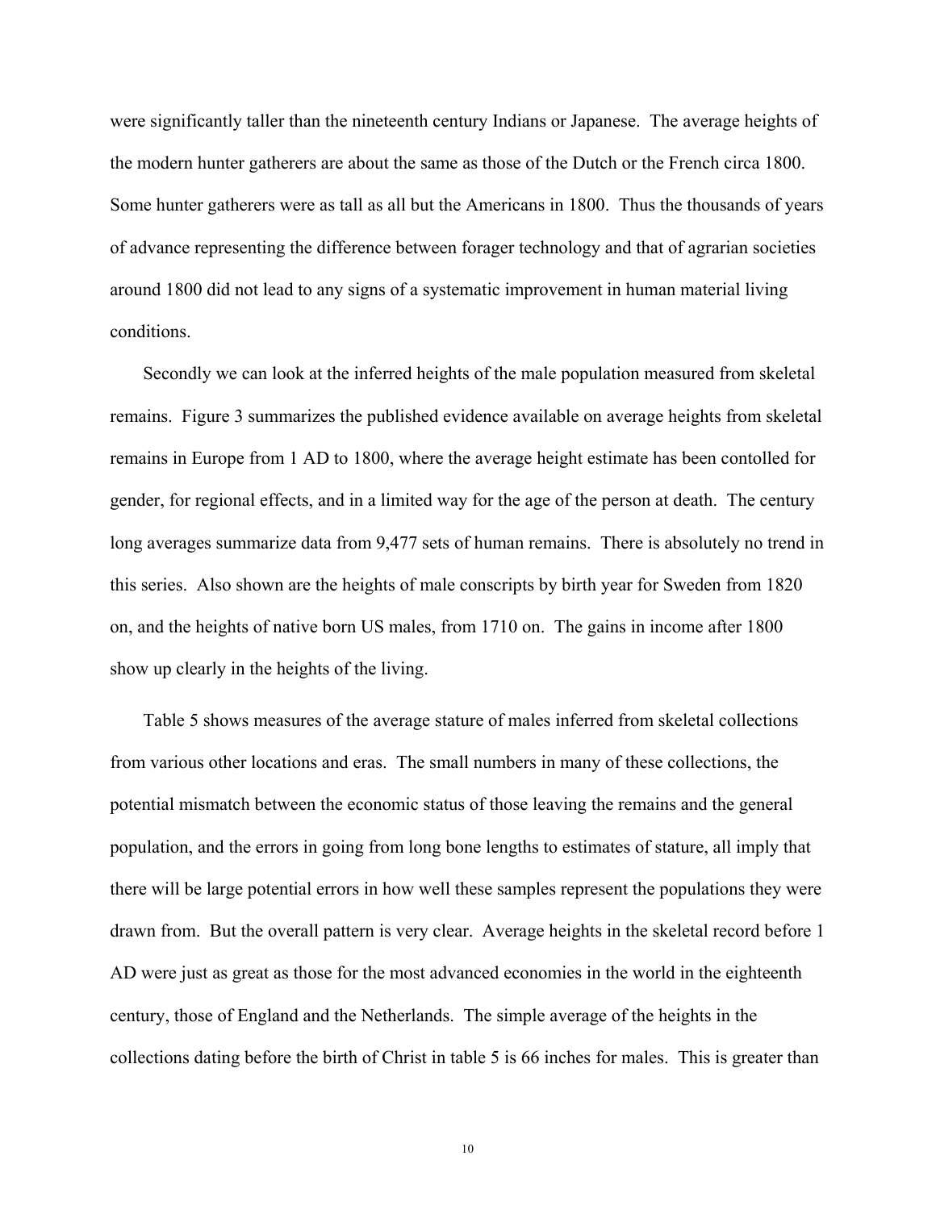were significantly taller than the nineteenth century Indians or Japanese. The average heights of the modern hunter gatherers are about the same as those of the Dutch or the French circa 1800. Some hunter gatherers were as tall as all but the Americans in 1800. Thus the thousands of years of advance representing the difference between forager technology and that of agrarian societies around 1800 did not lead to any signs of a systematic improvement in human material living conditions.

Secondly we can look at the inferred heights of the male population measured from skeletal remains. Figure 3 summarizes the published evidence available on average heights from skeletal remains in Europe from 1 AD to 1800, where the average height estimate has been contolled for gender, for regional effects, and in a limited way for the age of the person at death. The century long averages summarize data from 9,477 sets of human remains. There is absolutely no trend in this series. Also shown are the heights of male conscripts by birth year for Sweden from 1820 on, and the heights of native born US males, from 1710 on. The gains in income after 1800 show up clearly in the heights of the living.

Table 5 shows measures of the average stature of males inferred from skeletal collections from various other locations and eras. The small numbers in many of these collections, the potential mismatch between the economic status of those leaving the remains and the general population, and the errors in going from long bone lengths to estimates of stature, all imply that there will be large potential errors in how well these samples represent the populations they were drawn from. But the overall pattern is very clear. Average heights in the skeletal record before 1 AD were just as great as those for the most advanced economies in the world in the eighteenth century, those of England and the Netherlands. The simple average of the heights in the collections dating before the birth of Christ in table 5 is 66 inches for males. This is greater than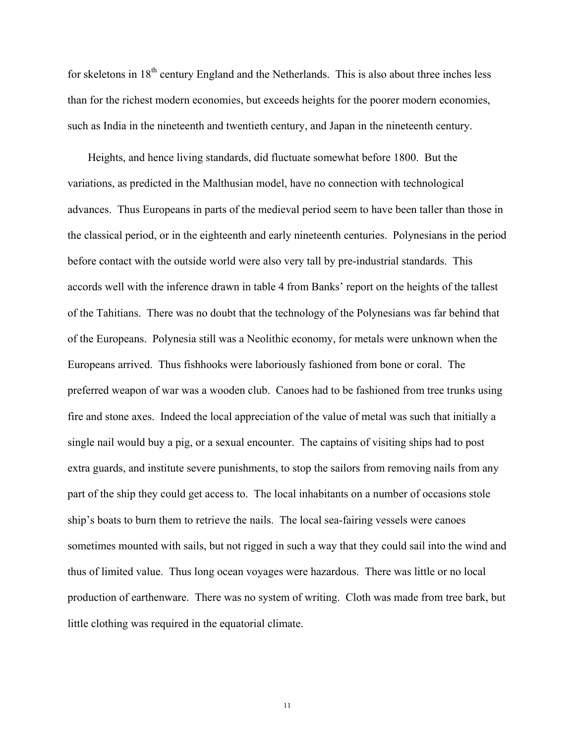for skeletons in 18th century England and the Netherlands. This is also about three inches less than for the richest modern economies, but exceeds heights for the poorer modern economies, such as India in the nineteenth and twentieth century, and Japan in the nineteenth century.

Heights, and hence living standards, did fluctuate somewhat before 1800. But the variations, as predicted in the Malthusian model, have no connection with technological advances. Thus Europeans in parts of the medieval period seem to have been taller than those in the classical period, or in the eighteenth and early nineteenth centuries. Polynesians in the period before contact with the outside world were also very tall by pre-industrial standards. This accords well with the inference drawn in table 4 from Banks' report on the heights of the tallest of the Tahitians. There was no doubt that the technology of the Polynesians was far behind that of the Europeans. Polynesia still was a Neolithic economy, for metals were unknown when the Europeans arrived. Thus fishhooks were laboriously fashioned from bone or coral. The preferred weapon of war was a wooden club. Canoes had to be fashioned from tree trunks using fire and stone axes. Indeed the local appreciation of the value of metal was such that initially a single nail would buy a pig, or a sexual encounter. The captains of visiting ships had to post extra guards, and institute severe punishments, to stop the sailors from removing nails from any part of the ship they could get access to. The local inhabitants on a number of occasions stole ship's boats to burn them to retrieve the nails. The local sea-fairing vessels were canoes sometimes mounted with sails, but not rigged in such a way that they could sail into the wind and thus of limited value. Thus long ocean voyages were hazardous. There was little or no local production of earthenware. There was no system of writing. Cloth was made from tree bark, but little clothing was required in the equatorial climate.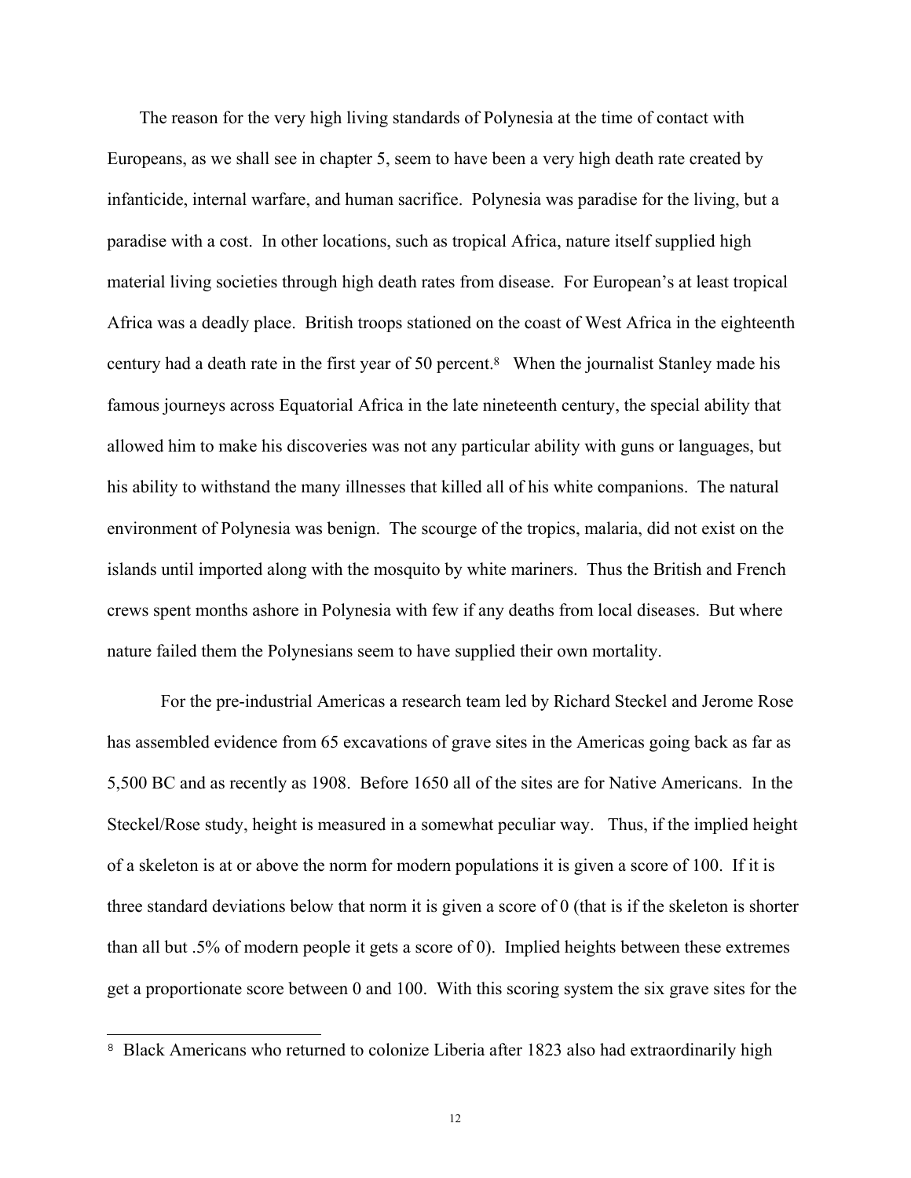The reason for the very high living standards of Polynesia at the time of contact with Europeans, as we shall see in chapter 5, seem to have been a very high death rate created by infanticide, internal warfare, and human sacrifice. Polynesia was paradise for the living, but a paradise with a cost. In other locations, such as tropical Africa, nature itself supplied high material living societies through high death rates from disease. For European's at least tropical Africa was a deadly place. British troops stationed on the coast of West Africa in the eighteenth century had a death rate in the first year of 50 percent.[8] When the journalist Stanley made his famous journeys across Equatorial Africa in the late nineteenth century, the special ability that allowed him to make his discoveries was not any particular ability with guns or languages, but his ability to withstand the many illnesses that killed all of his white companions. The natural environment of Polynesia was benign. The scourge of the tropics, malaria, did not exist on the islands until imported along with the mosquito by white mariners. Thus the British and French crews spent months ashore in Polynesia with few if any deaths from local diseases. But where nature failed them the Polynesians seem to have supplied their own mortality.

For the pre-industrial Americas a research team led by Richard Steckel and Jerome Rose has assembled evidence from 65 excavations of grave sites in the Americas going back as far as 5,500 BC and as recently as 1908. Before 1650 all of the sites are for Native Americans. In the Steckel/Rose study, height is measured in a somewhat peculiar way. Thus, if the implied height of a skeleton is at or above the norm for modern populations it is given a score of 100. If it is three standard deviations below that norm it is given a score of 0 (that is if the skeleton is shorter than all but .5% of modern people it gets a score of 0). Implied heights between these extremes get a proportionate score between 0 and 100. With this scoring system the six grave sites for the

[8] Black Americans who returned to colonize Liberia after 1823 also had extraordinarily high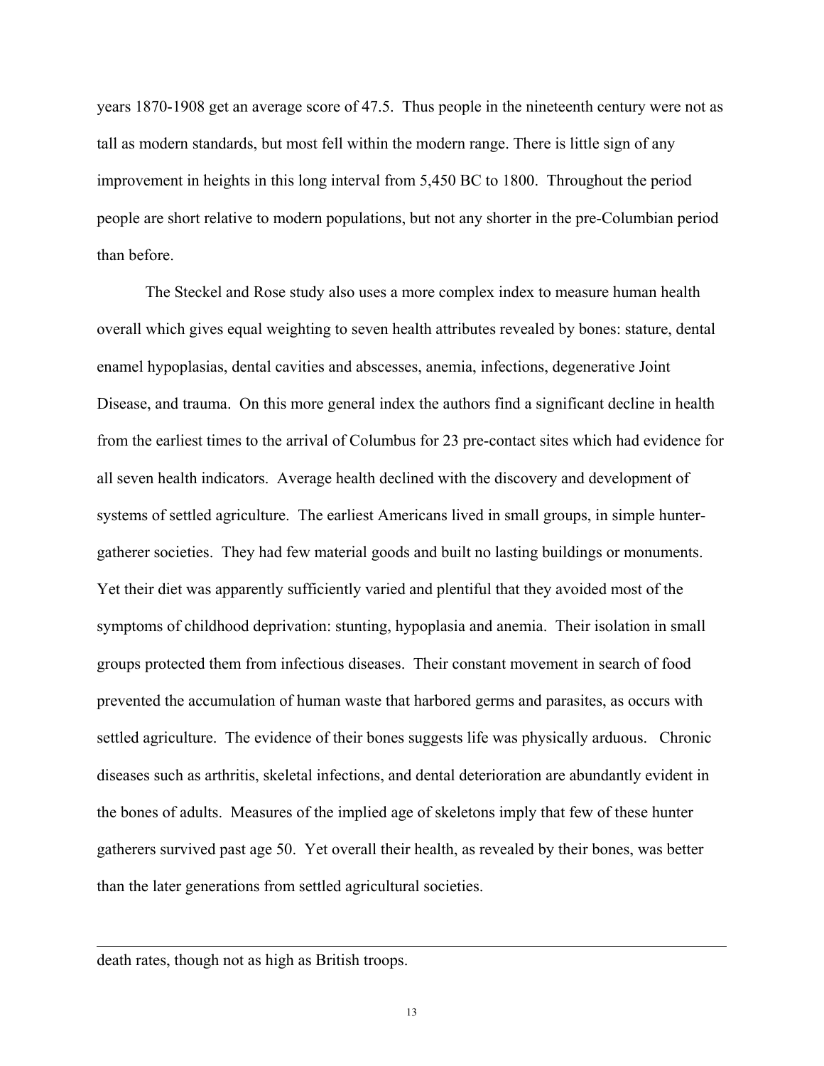years 1870-1908 get an average score of 47.5. Thus people in the nineteenth century were not as tall as modern standards, but most fell within the modern range. There is little sign of any improvement in heights in this long interval from 5,450 BC to 1800. Throughout the period people are short relative to modern populations, but not any shorter in the pre-Columbian period than before.

The Steckel and Rose study also uses a more complex index to measure human health overall which gives equal weighting to seven health attributes revealed by bones: stature, dental enamel hypoplasias, dental cavities and abscesses, anemia, infections, degenerative Joint Disease, and trauma. On this more general index the authors find a significant decline in health from the earliest times to the arrival of Columbus for 23 pre-contact sites which had evidence for all seven health indicators. Average health declined with the discovery and development of systems of settled agriculture. The earliest Americans lived in small groups, in simple hunter-gatherer societies. They had few material goods and built no lasting buildings or monuments. Yet their diet was apparently sufficiently varied and plentiful that they avoided most of the symptoms of childhood deprivation: stunting, hypoplasia and anemia. Their isolation in small groups protected them from infectious diseases. Their constant movement in search of food prevented the accumulation of human waste that harbored germs and parasites, as occurs with settled agriculture. The evidence of their bones suggests life was physically arduous. Chronic diseases such as arthritis, skeletal infections, and dental deterioration are abundantly evident in the bones of adults. Measures of the implied age of skeletons imply that few of these hunter gatherers survived past age 50. Yet overall their health, as revealed by their bones, was better than the later generations from settled agricultural societies.

---

death rates, though not as high as British troops.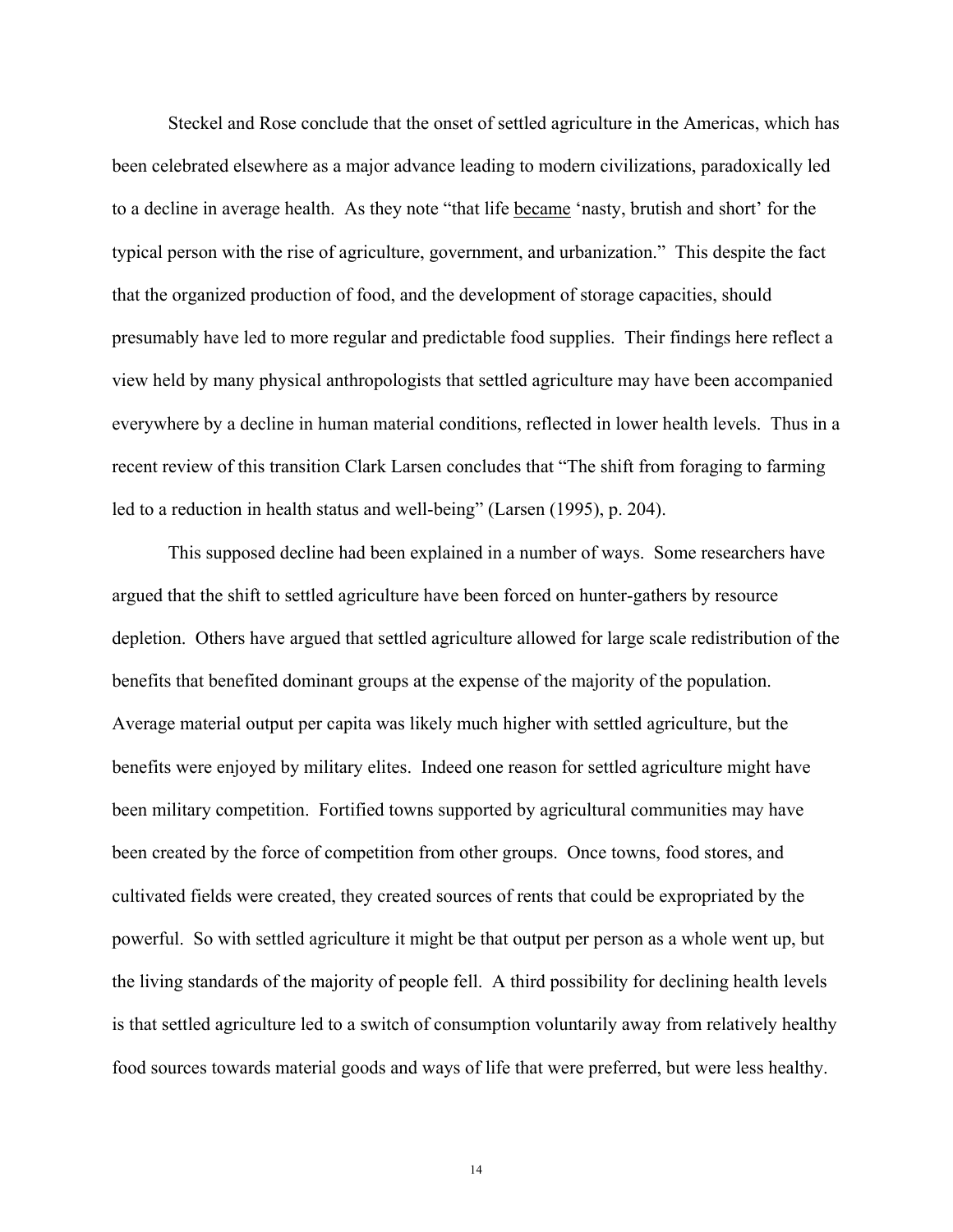Steckel and Rose conclude that the onset of settled agriculture in the Americas, which has been celebrated elsewhere as a major advance leading to modern civilizations, paradoxically led to a decline in average health. As they note "that life <u>became</u> 'nasty, brutish and short' for the typical person with the rise of agriculture, government, and urbanization." This despite the fact that the organized production of food, and the development of storage capacities, should presumably have led to more regular and predictable food supplies. Their findings here reflect a view held by many physical anthropologists that settled agriculture may have been accompanied everywhere by a decline in human material conditions, reflected in lower health levels. Thus in a recent review of this transition Clark Larsen concludes that "The shift from foraging to farming led to a reduction in health status and well-being" (Larsen (1995), p. 204).

This supposed decline had been explained in a number of ways. Some researchers have argued that the shift to settled agriculture have been forced on hunter-gathers by resource depletion. Others have argued that settled agriculture allowed for large scale redistribution of the benefits that benefited dominant groups at the expense of the majority of the population. Average material output per capita was likely much higher with settled agriculture, but the benefits were enjoyed by military elites. Indeed one reason for settled agriculture might have been military competition. Fortified towns supported by agricultural communities may have been created by the force of competition from other groups. Once towns, food stores, and cultivated fields were created, they created sources of rents that could be expropriated by the powerful. So with settled agriculture it might be that output per person as a whole went up, but the living standards of the majority of people fell. A third possibility for declining health levels is that settled agriculture led to a switch of consumption voluntarily away from relatively healthy food sources towards material goods and ways of life that were preferred, but were less healthy.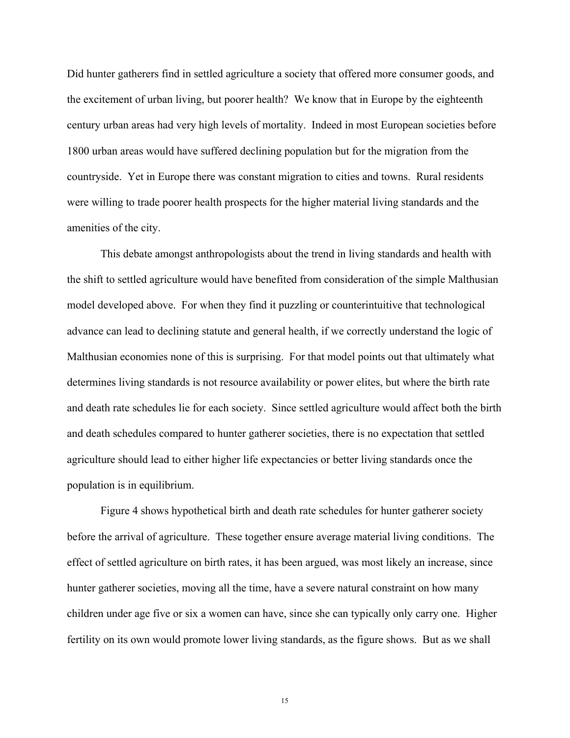Did hunter gatherers find in settled agriculture a society that offered more consumer goods, and the excitement of urban living, but poorer health? We know that in Europe by the eighteenth century urban areas had very high levels of mortality. Indeed in most European societies before 1800 urban areas would have suffered declining population but for the migration from the countryside. Yet in Europe there was constant migration to cities and towns. Rural residents were willing to trade poorer health prospects for the higher material living standards and the amenities of the city.

This debate amongst anthropologists about the trend in living standards and health with the shift to settled agriculture would have benefited from consideration of the simple Malthusian model developed above. For when they find it puzzling or counterintuitive that technological advance can lead to declining statute and general health, if we correctly understand the logic of Malthusian economies none of this is surprising. For that model points out that ultimately what determines living standards is not resource availability or power elites, but where the birth rate and death rate schedules lie for each society. Since settled agriculture would affect both the birth and death schedules compared to hunter gatherer societies, there is no expectation that settled agriculture should lead to either higher life expectancies or better living standards once the population is in equilibrium.

Figure 4 shows hypothetical birth and death rate schedules for hunter gatherer society before the arrival of agriculture. These together ensure average material living conditions. The effect of settled agriculture on birth rates, it has been argued, was most likely an increase, since hunter gatherer societies, moving all the time, have a severe natural constraint on how many children under age five or six a women can have, since she can typically only carry one. Higher fertility on its own would promote lower living standards, as the figure shows. But as we shall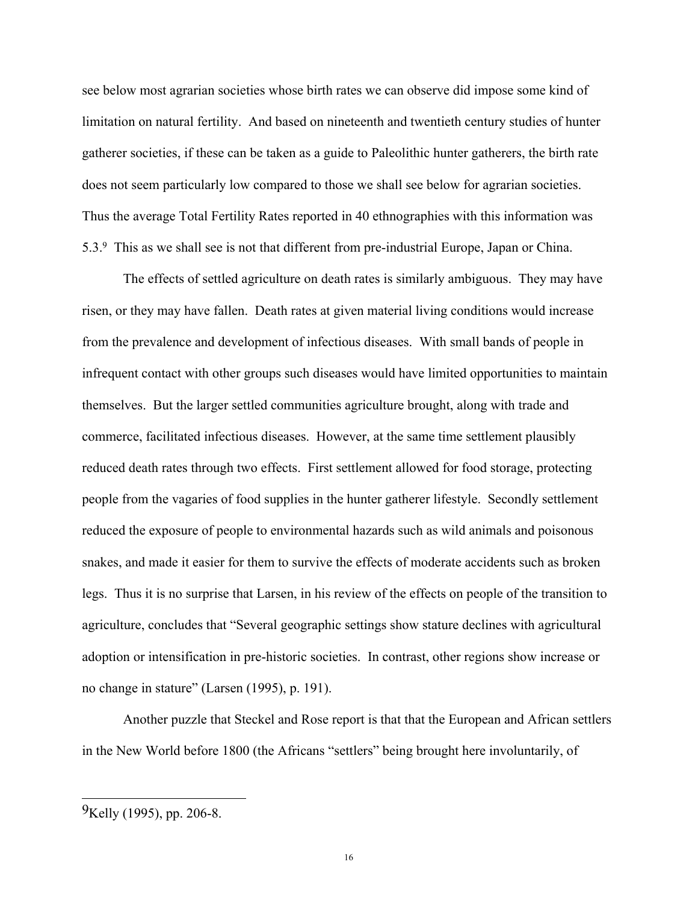see below most agrarian societies whose birth rates we can observe did impose some kind of limitation on natural fertility. And based on nineteenth and twentieth century studies of hunter gatherer societies, if these can be taken as a guide to Paleolithic hunter gatherers, the birth rate does not seem particularly low compared to those we shall see below for agrarian societies. Thus the average Total Fertility Rates reported in 40 ethnographies with this information was 5.3.[9] This as we shall see is not that different from pre-industrial Europe, Japan or China.

The effects of settled agriculture on death rates is similarly ambiguous. They may have risen, or they may have fallen. Death rates at given material living conditions would increase from the prevalence and development of infectious diseases. With small bands of people in infrequent contact with other groups such diseases would have limited opportunities to maintain themselves. But the larger settled communities agriculture brought, along with trade and commerce, facilitated infectious diseases. However, at the same time settlement plausibly reduced death rates through two effects. First settlement allowed for food storage, protecting people from the vagaries of food supplies in the hunter gatherer lifestyle. Secondly settlement reduced the exposure of people to environmental hazards such as wild animals and poisonous snakes, and made it easier for them to survive the effects of moderate accidents such as broken legs. Thus it is no surprise that Larsen, in his review of the effects on people of the transition to agriculture, concludes that "Several geographic settings show stature declines with agricultural adoption or intensification in pre-historic societies. In contrast, other regions show increase or no change in stature" (Larsen (1995), p. 191).

Another puzzle that Steckel and Rose report is that that the European and African settlers in the New World before 1800 (the Africans "settlers" being brought here involuntarily, of

[9]Kelly (1995), pp. 206-8.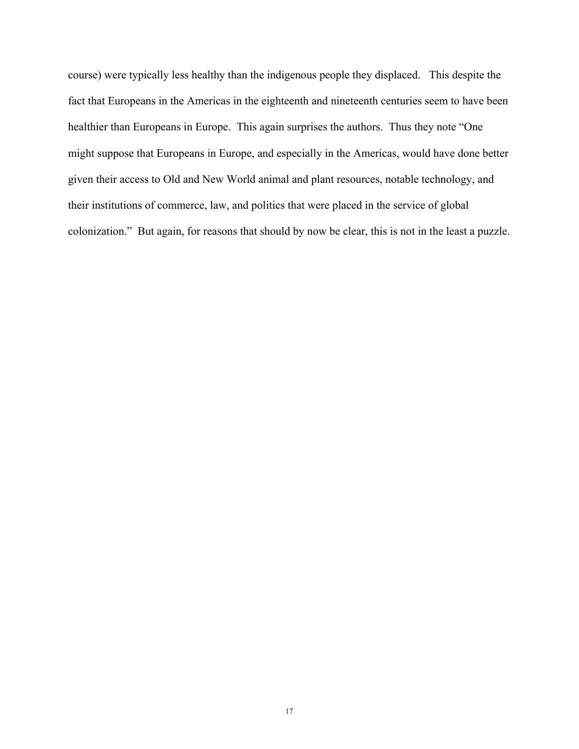course) were typically less healthy than the indigenous people they displaced. This despite the fact that Europeans in the Americas in the eighteenth and nineteenth centuries seem to have been healthier than Europeans in Europe. This again surprises the authors. Thus they note "One might suppose that Europeans in Europe, and especially in the Americas, would have done better given their access to Old and New World animal and plant resources, notable technology, and their institutions of commerce, law, and politics that were placed in the service of global colonization." But again, for reasons that should by now be clear, this is not in the least a puzzle.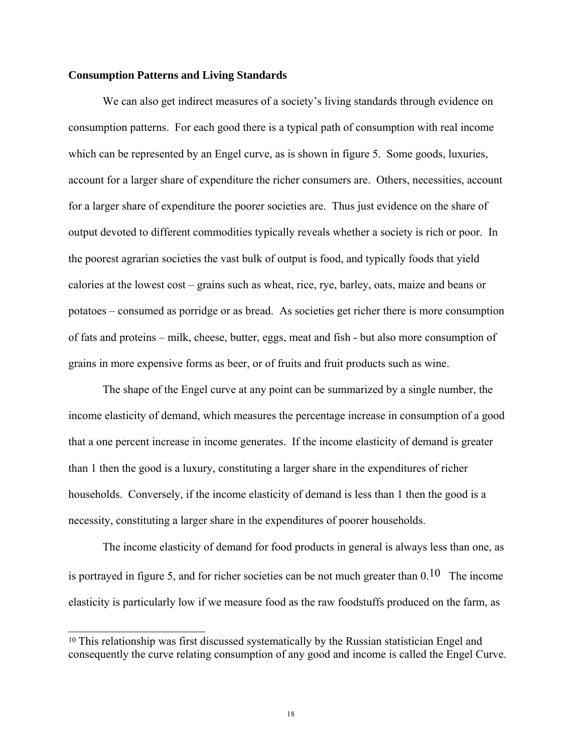**Consumption Patterns and Living Standards**

We can also get indirect measures of a society's living standards through evidence on consumption patterns. For each good there is a typical path of consumption with real income which can be represented by an Engel curve, as is shown in figure 5. Some goods, luxuries, account for a larger share of expenditure the richer consumers are. Others, necessities, account for a larger share of expenditure the poorer societies are. Thus just evidence on the share of output devoted to different commodities typically reveals whether a society is rich or poor. In the poorest agrarian societies the vast bulk of output is food, and typically foods that yield calories at the lowest cost – grains such as wheat, rice, rye, barley, oats, maize and beans or potatoes – consumed as porridge or as bread. As societies get richer there is more consumption of fats and proteins – milk, cheese, butter, eggs, meat and fish - but also more consumption of grains in more expensive forms as beer, or of fruits and fruit products such as wine.

The shape of the Engel curve at any point can be summarized by a single number, the income elasticity of demand, which measures the percentage increase in consumption of a good that a one percent increase in income generates. If the income elasticity of demand is greater than 1 then the good is a luxury, constituting a larger share in the expenditures of richer households. Conversely, if the income elasticity of demand is less than 1 then the good is a necessity, constituting a larger share in the expenditures of poorer households.

The income elasticity of demand for food products in general is always less than one, as is portrayed in figure 5, and for richer societies can be not much greater than 0.[10] The income elasticity is particularly low if we measure food as the raw foodstuffs produced on the farm, as

[10] This relationship was first discussed systematically by the Russian statistician Engel and consequently the curve relating consumption of any good and income is called the Engel Curve.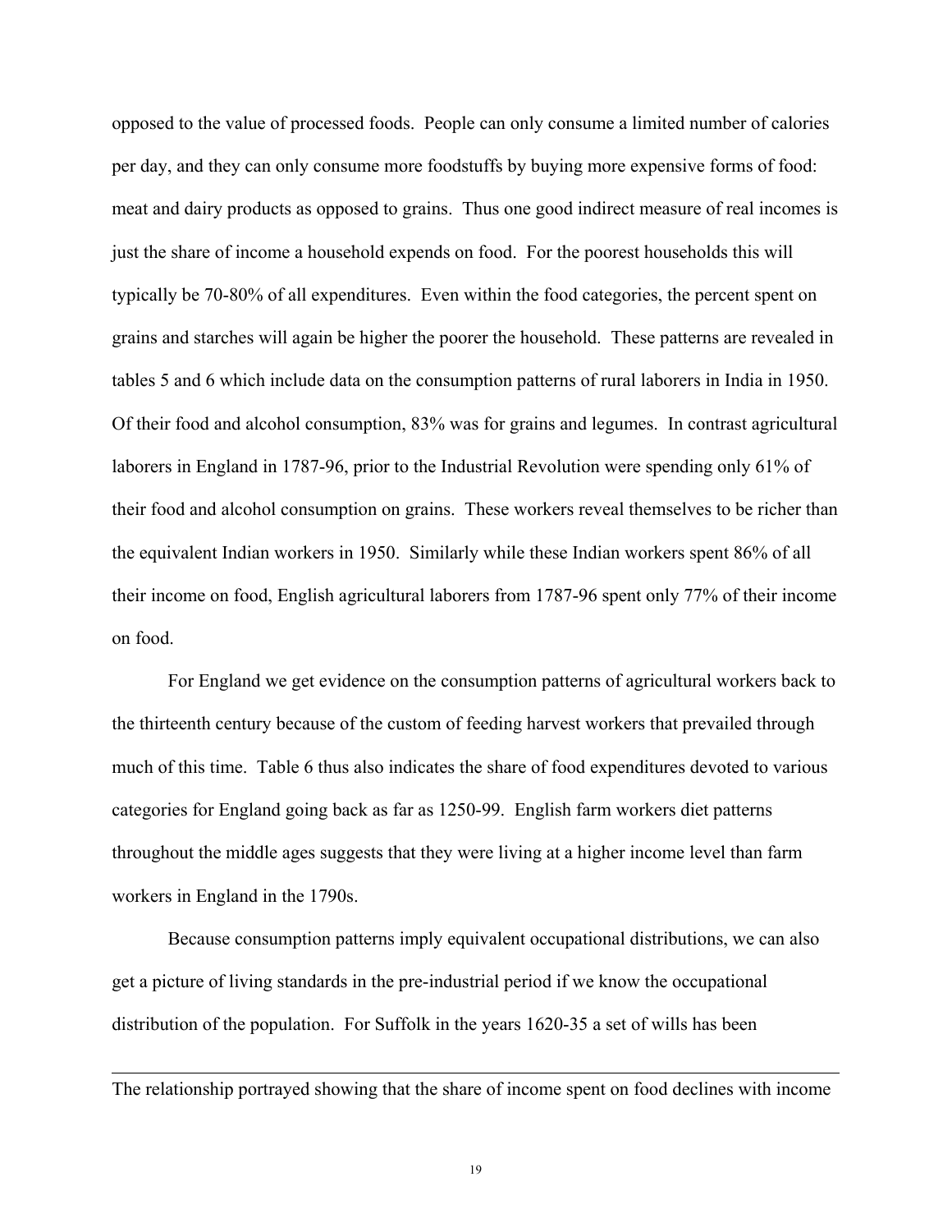opposed to the value of processed foods. People can only consume a limited number of calories per day, and they can only consume more foodstuffs by buying more expensive forms of food: meat and dairy products as opposed to grains. Thus one good indirect measure of real incomes is just the share of income a household expends on food. For the poorest households this will typically be 70-80% of all expenditures. Even within the food categories, the percent spent on grains and starches will again be higher the poorer the household. These patterns are revealed in tables 5 and 6 which include data on the consumption patterns of rural laborers in India in 1950. Of their food and alcohol consumption, 83% was for grains and legumes. In contrast agricultural laborers in England in 1787-96, prior to the Industrial Revolution were spending only 61% of their food and alcohol consumption on grains. These workers reveal themselves to be richer than the equivalent Indian workers in 1950. Similarly while these Indian workers spent 86% of all their income on food, English agricultural laborers from 1787-96 spent only 77% of their income on food.

For England we get evidence on the consumption patterns of agricultural workers back to the thirteenth century because of the custom of feeding harvest workers that prevailed through much of this time. Table 6 thus also indicates the share of food expenditures devoted to various categories for England going back as far as 1250-99. English farm workers diet patterns throughout the middle ages suggests that they were living at a higher income level than farm workers in England in the 1790s.

Because consumption patterns imply equivalent occupational distributions, we can also get a picture of living standards in the pre-industrial period if we know the occupational distribution of the population. For Suffolk in the years 1620-35 a set of wills has been

---

The relationship portrayed showing that the share of income spent on food declines with income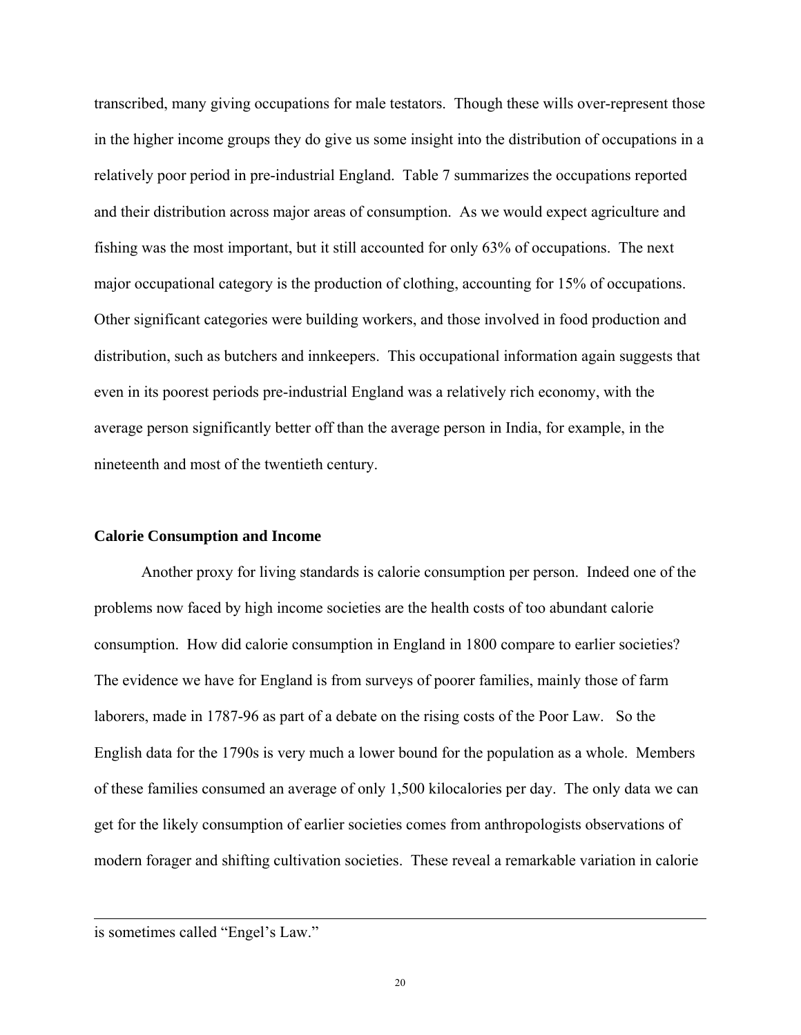transcribed, many giving occupations for male testators. Though these wills over-represent those in the higher income groups they do give us some insight into the distribution of occupations in a relatively poor period in pre-industrial England. Table 7 summarizes the occupations reported and their distribution across major areas of consumption. As we would expect agriculture and fishing was the most important, but it still accounted for only 63% of occupations. The next major occupational category is the production of clothing, accounting for 15% of occupations. Other significant categories were building workers, and those involved in food production and distribution, such as butchers and innkeepers. This occupational information again suggests that even in its poorest periods pre-industrial England was a relatively rich economy, with the average person significantly better off than the average person in India, for example, in the nineteenth and most of the twentieth century.

### Calorie Consumption and Income

Another proxy for living standards is calorie consumption per person. Indeed one of the problems now faced by high income societies are the health costs of too abundant calorie consumption. How did calorie consumption in England in 1800 compare to earlier societies? The evidence we have for England is from surveys of poorer families, mainly those of farm laborers, made in 1787-96 as part of a debate on the rising costs of the Poor Law. So the English data for the 1790s is very much a lower bound for the population as a whole. Members of these families consumed an average of only 1,500 kilocalories per day. The only data we can get for the likely consumption of earlier societies comes from anthropologists observations of modern forager and shifting cultivation societies. These reveal a remarkable variation in calorie

---

is sometimes called "Engel's Law."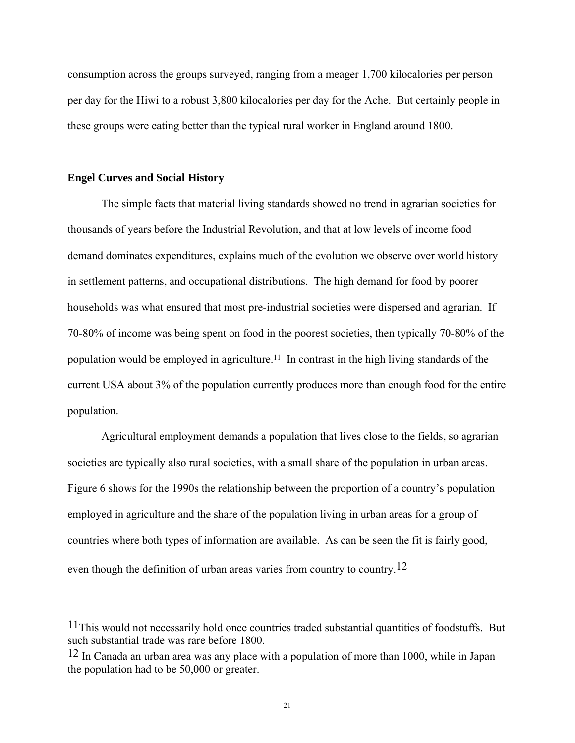consumption across the groups surveyed, ranging from a meager 1,700 kilocalories per person per day for the Hiwi to a robust 3,800 kilocalories per day for the Ache. But certainly people in these groups were eating better than the typical rural worker in England around 1800.

**Engel Curves and Social History**

The simple facts that material living standards showed no trend in agrarian societies for thousands of years before the Industrial Revolution, and that at low levels of income food demand dominates expenditures, explains much of the evolution we observe over world history in settlement patterns, and occupational distributions. The high demand for food by poorer households was what ensured that most pre-industrial societies were dispersed and agrarian. If 70-80% of income was being spent on food in the poorest societies, then typically 70-80% of the population would be employed in agriculture.[11] In contrast in the high living standards of the current USA about 3% of the population currently produces more than enough food for the entire population.

Agricultural employment demands a population that lives close to the fields, so agrarian societies are typically also rural societies, with a small share of the population in urban areas. Figure 6 shows for the 1990s the relationship between the proportion of a country's population employed in agriculture and the share of the population living in urban areas for a group of countries where both types of information are available. As can be seen the fit is fairly good, even though the definition of urban areas varies from country to country.[12]

[11] This would not necessarily hold once countries traded substantial quantities of foodstuffs. But such substantial trade was rare before 1800.

[12] In Canada an urban area was any place with a population of more than 1000, while in Japan the population had to be 50,000 or greater.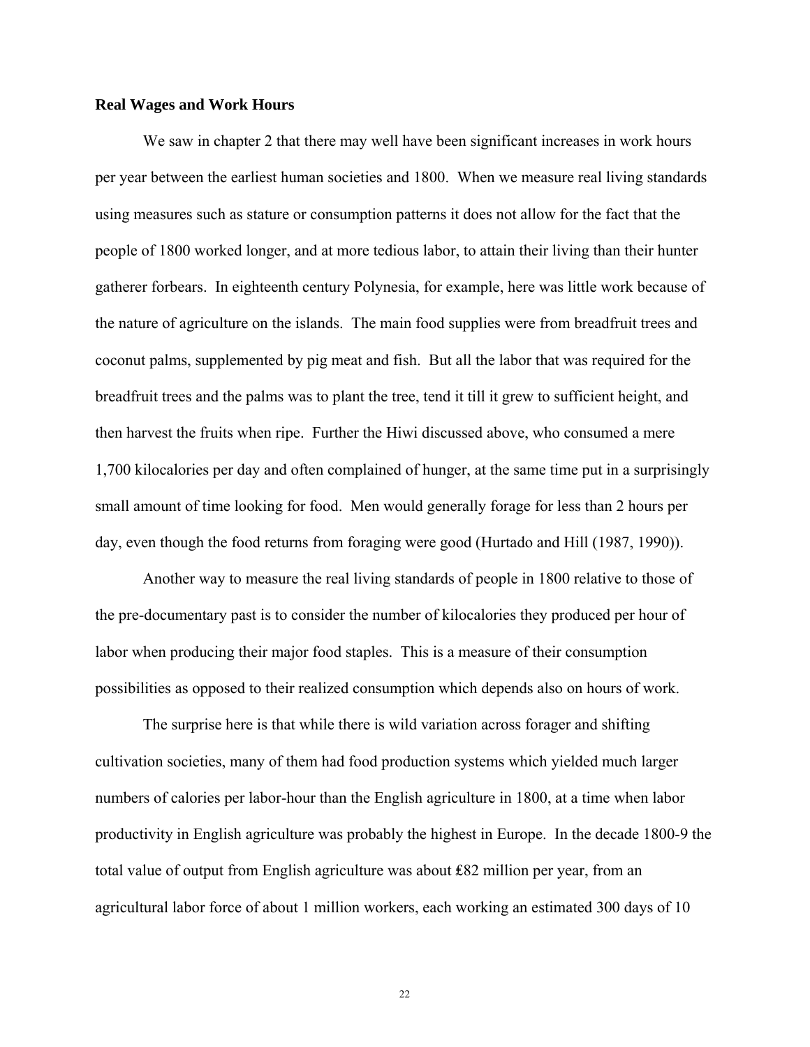**Real Wages and Work Hours**

We saw in chapter 2 that there may well have been significant increases in work hours per year between the earliest human societies and 1800. When we measure real living standards using measures such as stature or consumption patterns it does not allow for the fact that the people of 1800 worked longer, and at more tedious labor, to attain their living than their hunter gatherer forbears. In eighteenth century Polynesia, for example, here was little work because of the nature of agriculture on the islands. The main food supplies were from breadfruit trees and coconut palms, supplemented by pig meat and fish. But all the labor that was required for the breadfruit trees and the palms was to plant the tree, tend it till it grew to sufficient height, and then harvest the fruits when ripe. Further the Hiwi discussed above, who consumed a mere 1,700 kilocalories per day and often complained of hunger, at the same time put in a surprisingly small amount of time looking for food. Men would generally forage for less than 2 hours per day, even though the food returns from foraging were good (Hurtado and Hill (1987, 1990)).

Another way to measure the real living standards of people in 1800 relative to those of the pre-documentary past is to consider the number of kilocalories they produced per hour of labor when producing their major food staples. This is a measure of their consumption possibilities as opposed to their realized consumption which depends also on hours of work.

The surprise here is that while there is wild variation across forager and shifting cultivation societies, many of them had food production systems which yielded much larger numbers of calories per labor-hour than the English agriculture in 1800, at a time when labor productivity in English agriculture was probably the highest in Europe. In the decade 1800-9 the total value of output from English agriculture was about £82 million per year, from an agricultural labor force of about 1 million workers, each working an estimated 300 days of 10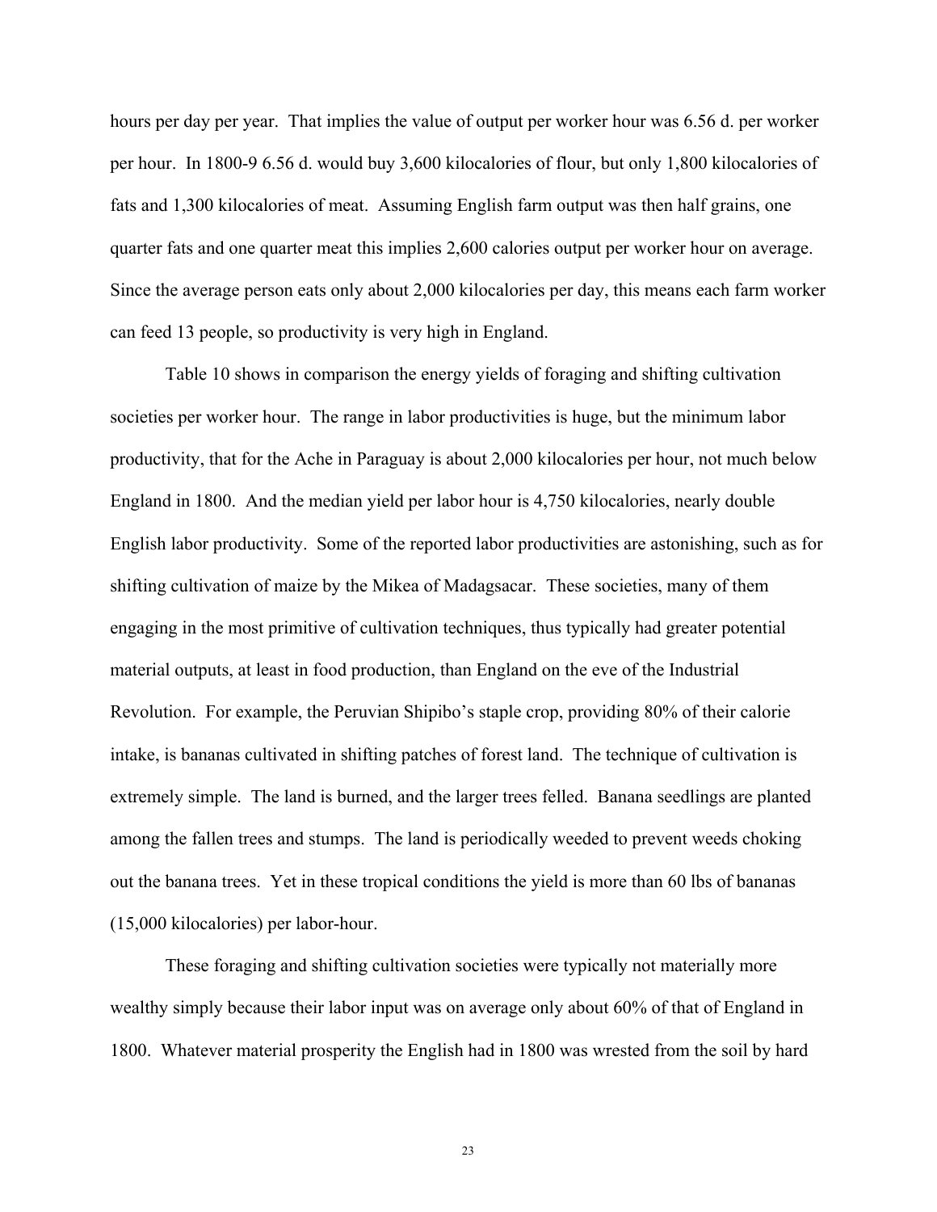hours per day per year. That implies the value of output per worker hour was 6.56 d. per worker per hour. In 1800-9 6.56 d. would buy 3,600 kilocalories of flour, but only 1,800 kilocalories of fats and 1,300 kilocalories of meat. Assuming English farm output was then half grains, one quarter fats and one quarter meat this implies 2,600 calories output per worker hour on average. Since the average person eats only about 2,000 kilocalories per day, this means each farm worker can feed 13 people, so productivity is very high in England.

Table 10 shows in comparison the energy yields of foraging and shifting cultivation societies per worker hour. The range in labor productivities is huge, but the minimum labor productivity, that for the Ache in Paraguay is about 2,000 kilocalories per hour, not much below England in 1800. And the median yield per labor hour is 4,750 kilocalories, nearly double English labor productivity. Some of the reported labor productivities are astonishing, such as for shifting cultivation of maize by the Mikea of Madagsacar. These societies, many of them engaging in the most primitive of cultivation techniques, thus typically had greater potential material outputs, at least in food production, than England on the eve of the Industrial Revolution. For example, the Peruvian Shipibo's staple crop, providing 80% of their calorie intake, is bananas cultivated in shifting patches of forest land. The technique of cultivation is extremely simple. The land is burned, and the larger trees felled. Banana seedlings are planted among the fallen trees and stumps. The land is periodically weeded to prevent weeds choking out the banana trees. Yet in these tropical conditions the yield is more than 60 lbs of bananas (15,000 kilocalories) per labor-hour.

These foraging and shifting cultivation societies were typically not materially more wealthy simply because their labor input was on average only about 60% of that of England in 1800. Whatever material prosperity the English had in 1800 was wrested from the soil by hard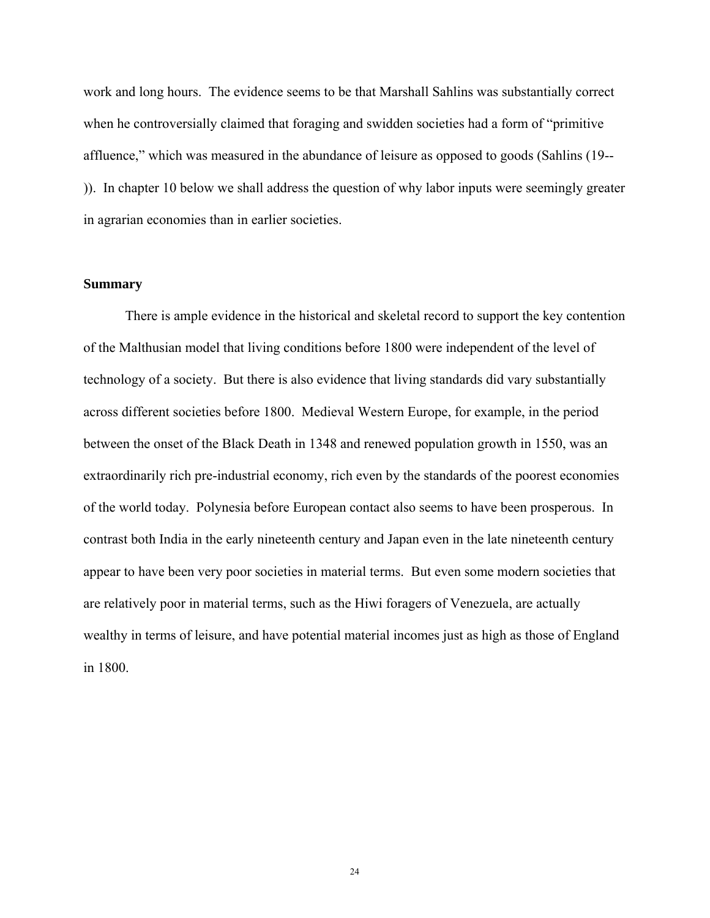work and long hours. The evidence seems to be that Marshall Sahlins was substantially correct when he controversially claimed that foraging and swidden societies had a form of "primitive affluence," which was measured in the abundance of leisure as opposed to goods (Sahlins (19--)). In chapter 10 below we shall address the question of why labor inputs were seemingly greater in agrarian economies than in earlier societies.

**Summary**

There is ample evidence in the historical and skeletal record to support the key contention of the Malthusian model that living conditions before 1800 were independent of the level of technology of a society. But there is also evidence that living standards did vary substantially across different societies before 1800. Medieval Western Europe, for example, in the period between the onset of the Black Death in 1348 and renewed population growth in 1550, was an extraordinarily rich pre-industrial economy, rich even by the standards of the poorest economies of the world today. Polynesia before European contact also seems to have been prosperous. In contrast both India in the early nineteenth century and Japan even in the late nineteenth century appear to have been very poor societies in material terms. But even some modern societies that are relatively poor in material terms, such as the Hiwi foragers of Venezuela, are actually wealthy in terms of leisure, and have potential material incomes just as high as those of England in 1800.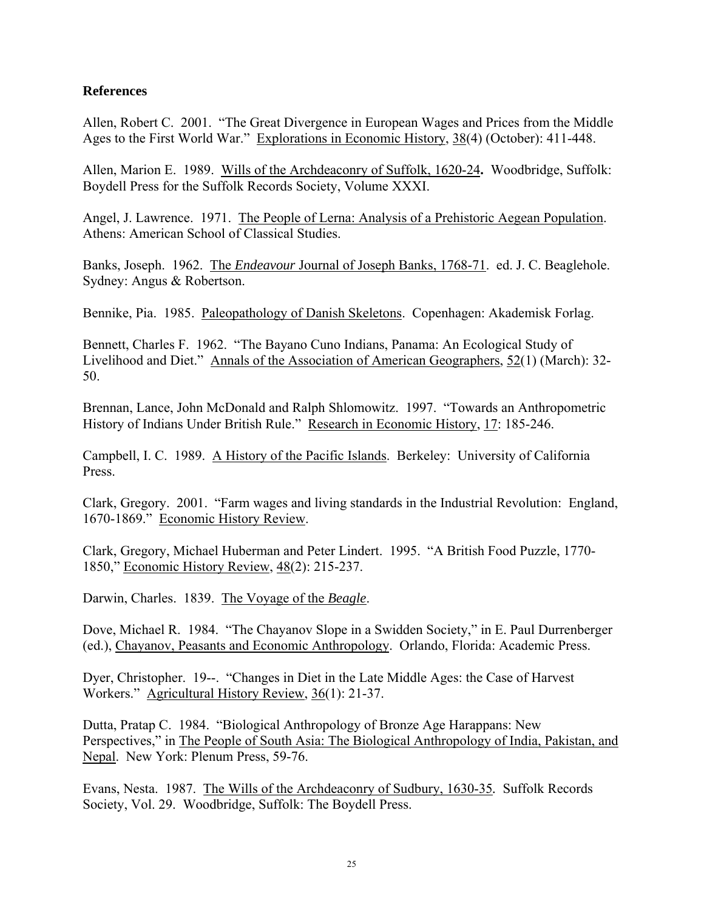## References

Allen, Robert C. 2001. "The Great Divergence in European Wages and Prices from the Middle Ages to the First World War." Explorations in Economic History, 38(4) (October): 411-448.

Allen, Marion E. 1989. Wills of the Archdeaconry of Suffolk, 1620-24**.** Woodbridge, Suffolk: Boydell Press for the Suffolk Records Society, Volume XXXI.

Angel, J. Lawrence. 1971. The People of Lerna: Analysis of a Prehistoric Aegean Population. Athens: American School of Classical Studies.

Banks, Joseph. 1962. The *Endeavour* Journal of Joseph Banks, 1768-71. ed. J. C. Beaglehole. Sydney: Angus & Robertson.

Bennike, Pia. 1985. Paleopathology of Danish Skeletons. Copenhagen: Akademisk Forlag.

Bennett, Charles F. 1962. "The Bayano Cuno Indians, Panama: An Ecological Study of Livelihood and Diet." Annals of the Association of American Geographers, 52(1) (March): 32-50.

Brennan, Lance, John McDonald and Ralph Shlomowitz. 1997. "Towards an Anthropometric History of Indians Under British Rule." Research in Economic History, 17: 185-246.

Campbell, I. C. 1989. A History of the Pacific Islands. Berkeley: University of California Press.

Clark, Gregory. 2001. "Farm wages and living standards in the Industrial Revolution: England, 1670-1869." Economic History Review.

Clark, Gregory, Michael Huberman and Peter Lindert. 1995. "A British Food Puzzle, 1770-1850," Economic History Review, 48(2): 215-237.

Darwin, Charles. 1839. The Voyage of the *Beagle*.

Dove, Michael R. 1984. "The Chayanov Slope in a Swidden Society," in E. Paul Durrenberger (ed.), Chayanov, Peasants and Economic Anthropology. Orlando, Florida: Academic Press.

Dyer, Christopher. 19--. "Changes in Diet in the Late Middle Ages: the Case of Harvest Workers." Agricultural History Review, 36(1): 21-37.

Dutta, Pratap C. 1984. "Biological Anthropology of Bronze Age Harappans: New Perspectives," in The People of South Asia: The Biological Anthropology of India, Pakistan, and Nepal. New York: Plenum Press, 59-76.

Evans, Nesta. 1987. The Wills of the Archdeaconry of Sudbury, 1630-35. Suffolk Records Society, Vol. 29. Woodbridge, Suffolk: The Boydell Press.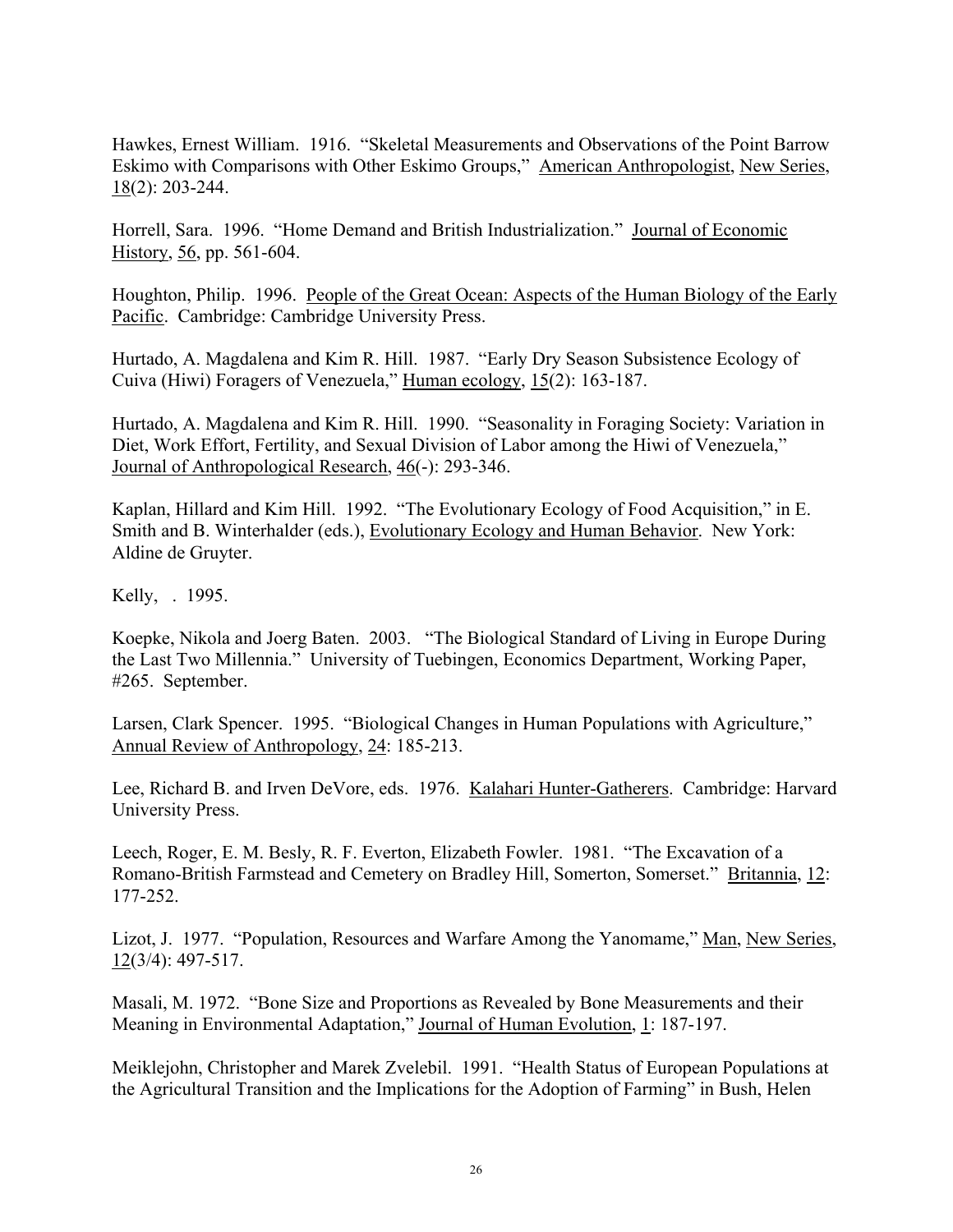Hawkes, Ernest William. 1916. "Skeletal Measurements and Observations of the Point Barrow Eskimo with Comparisons with Other Eskimo Groups," American Anthropologist, New Series, 18(2): 203-244.

Horrell, Sara. 1996. "Home Demand and British Industrialization." Journal of Economic History, 56, pp. 561-604.

Houghton, Philip. 1996. People of the Great Ocean: Aspects of the Human Biology of the Early Pacific. Cambridge: Cambridge University Press.

Hurtado, A. Magdalena and Kim R. Hill. 1987. "Early Dry Season Subsistence Ecology of Cuiva (Hiwi) Foragers of Venezuela," Human ecology, 15(2): 163-187.

Hurtado, A. Magdalena and Kim R. Hill. 1990. "Seasonality in Foraging Society: Variation in Diet, Work Effort, Fertility, and Sexual Division of Labor among the Hiwi of Venezuela," Journal of Anthropological Research, 46(-): 293-346.

Kaplan, Hillard and Kim Hill. 1992. "The Evolutionary Ecology of Food Acquisition," in E. Smith and B. Winterhalder (eds.), Evolutionary Ecology and Human Behavior. New York: Aldine de Gruyter.

Kelly, . 1995.

Koepke, Nikola and Joerg Baten. 2003. "The Biological Standard of Living in Europe During the Last Two Millennia." University of Tuebingen, Economics Department, Working Paper, #265. September.

Larsen, Clark Spencer. 1995. "Biological Changes in Human Populations with Agriculture," Annual Review of Anthropology, 24: 185-213.

Lee, Richard B. and Irven DeVore, eds. 1976. Kalahari Hunter-Gatherers. Cambridge: Harvard University Press.

Leech, Roger, E. M. Besly, R. F. Everton, Elizabeth Fowler. 1981. "The Excavation of a Romano-British Farmstead and Cemetery on Bradley Hill, Somerton, Somerset." Britannia, 12: 177-252.

Lizot, J. 1977. "Population, Resources and Warfare Among the Yanomame," Man, New Series, 12(3/4): 497-517.

Masali, M. 1972. "Bone Size and Proportions as Revealed by Bone Measurements and their Meaning in Environmental Adaptation," Journal of Human Evolution, 1: 187-197.

Meiklejohn, Christopher and Marek Zvelebil. 1991. "Health Status of European Populations at the Agricultural Transition and the Implications for the Adoption of Farming" in Bush, Helen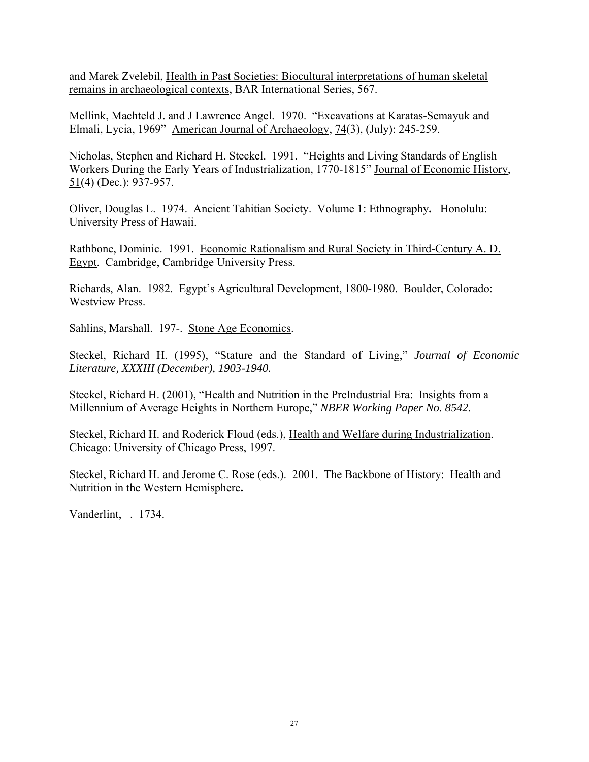and Marek Zvelebil, Health in Past Societies: Biocultural interpretations of human skeletal remains in archaeological contexts, BAR International Series, 567.

Mellink, Machteld J. and J Lawrence Angel. 1970. "Excavations at Karatas-Semayuk and Elmali, Lycia, 1969" American Journal of Archaeology, 74(3), (July): 245-259.

Nicholas, Stephen and Richard H. Steckel. 1991. "Heights and Living Standards of English Workers During the Early Years of Industrialization, 1770-1815" Journal of Economic History, 51(4) (Dec.): 937-957.

Oliver, Douglas L. 1974. Ancient Tahitian Society. Volume 1: Ethnography**.** Honolulu: University Press of Hawaii.

Rathbone, Dominic. 1991. Economic Rationalism and Rural Society in Third-Century A. D. Egypt. Cambridge, Cambridge University Press.

Richards, Alan. 1982. Egypt's Agricultural Development, 1800-1980. Boulder, Colorado: Westview Press.

Sahlins, Marshall. 197-. Stone Age Economics.

Steckel, Richard H. (1995), "Stature and the Standard of Living," *Journal of Economic Literature, XXXIII (December), 1903-1940.*

Steckel, Richard H. (2001), "Health and Nutrition in the PreIndustrial Era: Insights from a Millennium of Average Heights in Northern Europe," *NBER Working Paper No. 8542.*

Steckel, Richard H. and Roderick Floud (eds.), Health and Welfare during Industrialization. Chicago: University of Chicago Press, 1997.

Steckel, Richard H. and Jerome C. Rose (eds.). 2001. The Backbone of History: Health and Nutrition in the Western Hemisphere**.**

Vanderlint, . 1734.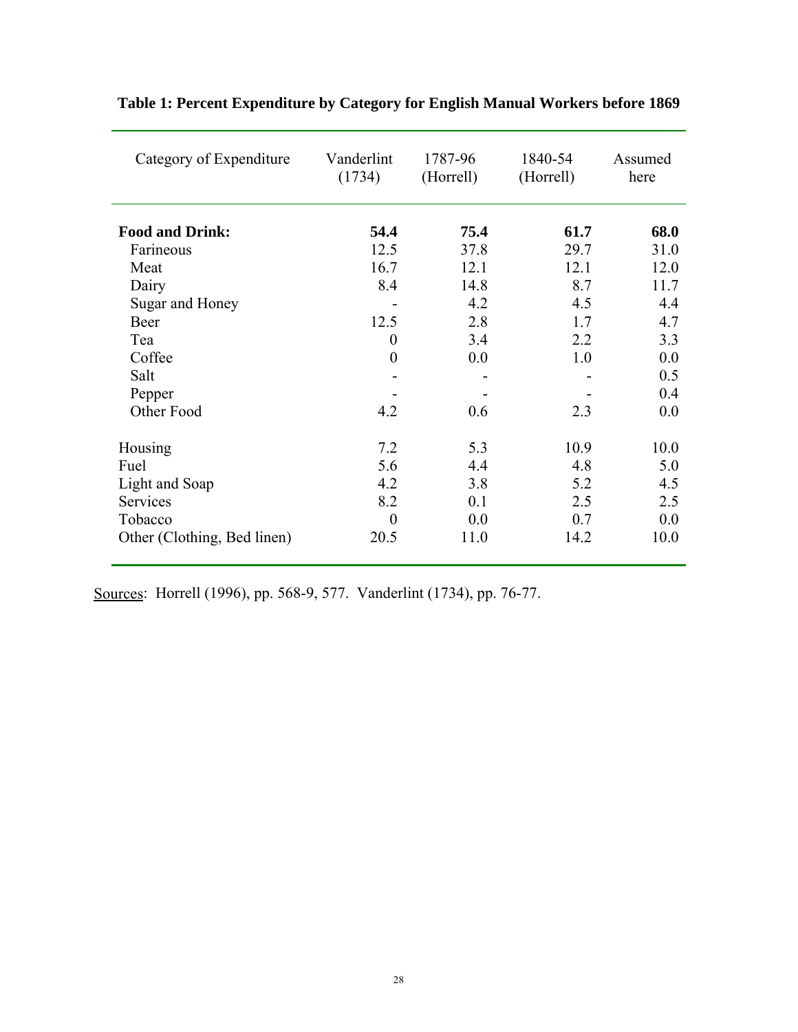**Table 1: Percent Expenditure by Category for English Manual Workers before 1869**

| Category of Expenditure | Vanderlint (1734) | 1787-96 (Horrell) | 1840-54 (Horrell) | Assumed here |
|---|---|---|---|---|
| **Food and Drink:** | **54.4** | **75.4** | **61.7** | **68.0** |
| Farineous | 12.5 | 37.8 | 29.7 | 31.0 |
| Meat | 16.7 | 12.1 | 12.1 | 12.0 |
| Dairy | 8.4 | 14.8 | 8.7 | 11.7 |
| Sugar and Honey | - | 4.2 | 4.5 | 4.4 |
| Beer | 12.5 | 2.8 | 1.7 | 4.7 |
| Tea | 0 | 3.4 | 2.2 | 3.3 |
| Coffee | 0 | 0.0 | 1.0 | 0.0 |
| Salt | - | - | - | 0.5 |
| Pepper | - | - | - | 0.4 |
| Other Food | 4.2 | 0.6 | 2.3 | 0.0 |
| Housing | 7.2 | 5.3 | 10.9 | 10.0 |
| Fuel | 5.6 | 4.4 | 4.8 | 5.0 |
| Light and Soap | 4.2 | 3.8 | 5.2 | 4.5 |
| Services | 8.2 | 0.1 | 2.5 | 2.5 |
| Tobacco | 0 | 0.0 | 0.7 | 0.0 |
| Other (Clothing, Bed linen) | 20.5 | 11.0 | 14.2 | 10.0 |

Sources: Horrell (1996), pp. 568-9, 577. Vanderlint (1734), pp. 76-77.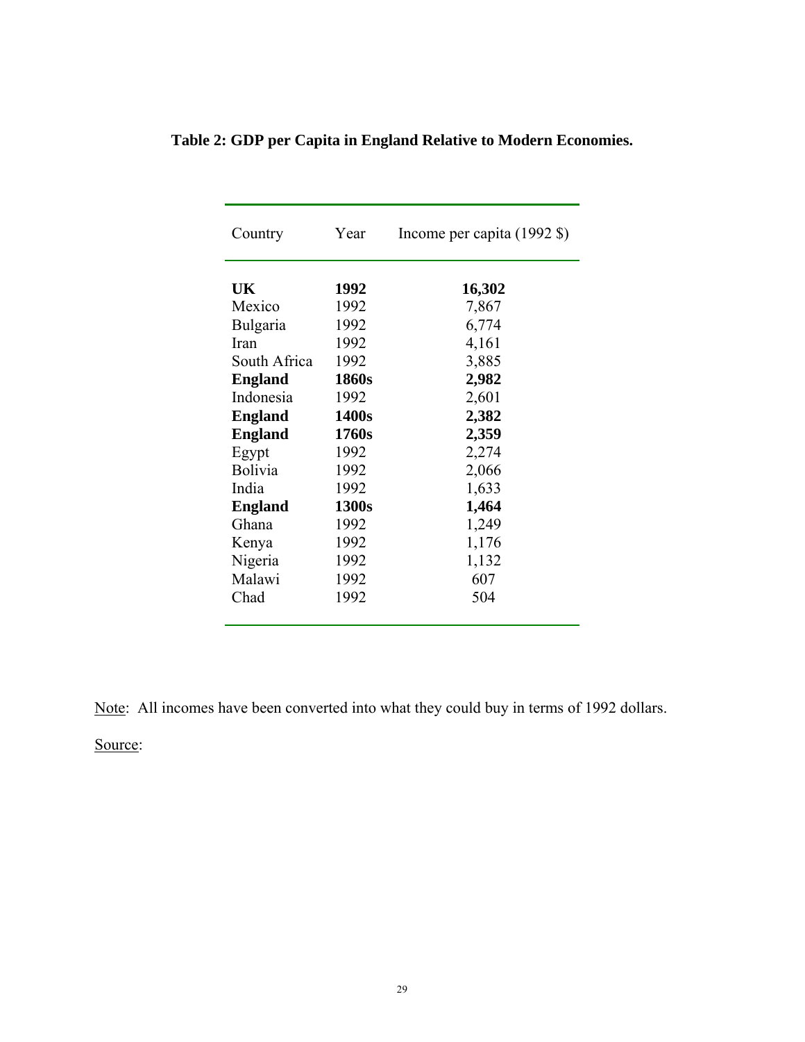**Table 2: GDP per Capita in England Relative to Modern Economies.**

| Country | Year | Income per capita (1992 $) |
|---|---|---|
| **UK** | **1992** | **16,302** |
| Mexico | 1992 | 7,867 |
| Bulgaria | 1992 | 6,774 |
| Iran | 1992 | 4,161 |
| South Africa | 1992 | 3,885 |
| **England** | **1860s** | **2,982** |
| Indonesia | 1992 | 2,601 |
| **England** | **1400s** | **2,382** |
| **England** | **1760s** | **2,359** |
| Egypt | 1992 | 2,274 |
| Bolivia | 1992 | 2,066 |
| India | 1992 | 1,633 |
| **England** | **1300s** | **1,464** |
| Ghana | 1992 | 1,249 |
| Kenya | 1992 | 1,176 |
| Nigeria | 1992 | 1,132 |
| Malawi | 1992 | 607 |
| Chad | 1992 | 504 |

Note: All incomes have been converted into what they could buy in terms of 1992 dollars.

Source: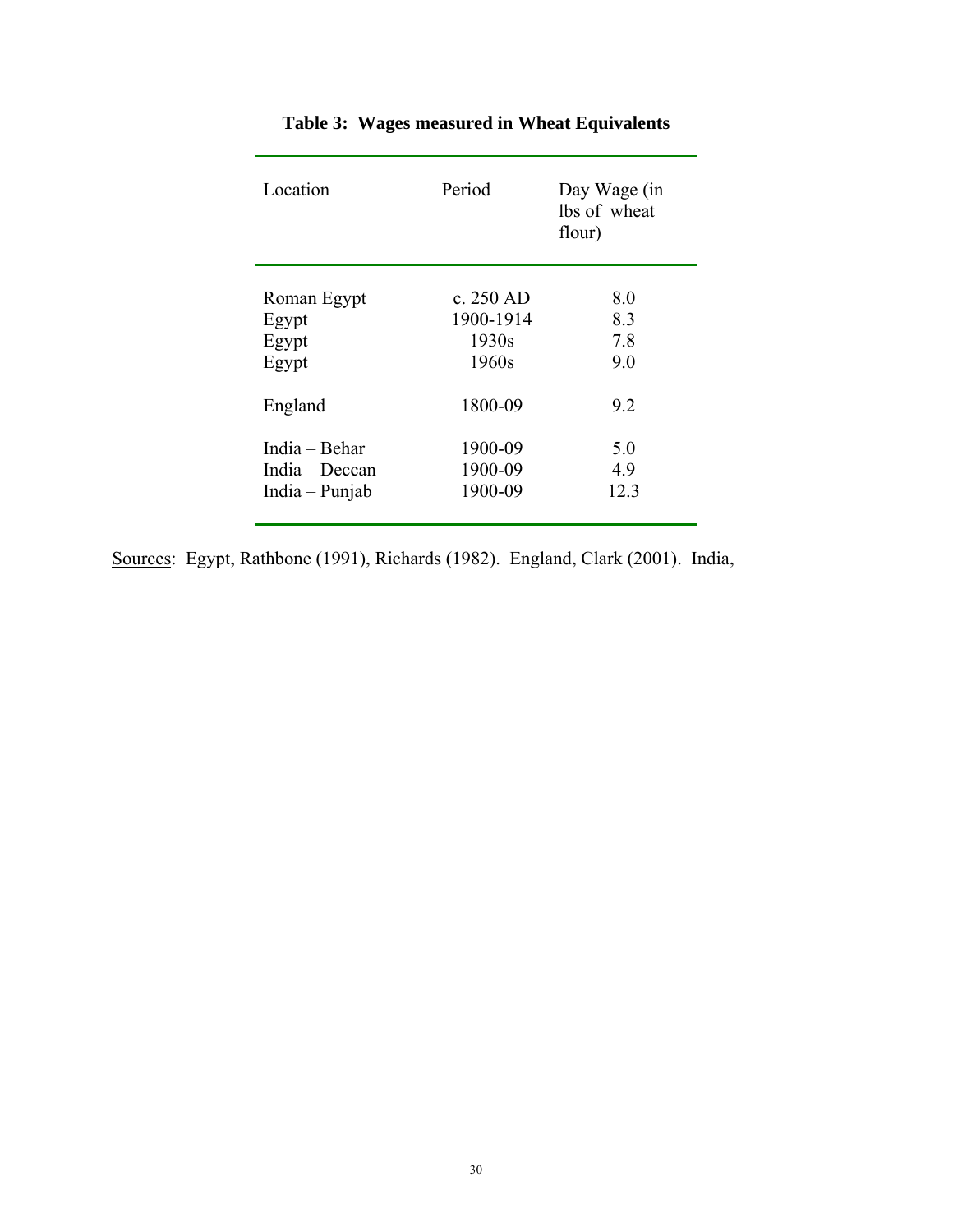**Table 3: Wages measured in Wheat Equivalents**

| Location | Period | Day Wage (in lbs of wheat flour) |
|---|---|---|
| Roman Egypt | c. 250 AD | 8.0 |
| Egypt | 1900-1914 | 8.3 |
| Egypt | 1930s | 7.8 |
| Egypt | 1960s | 9.0 |
| England | 1800-09 | 9.2 |
| India – Behar | 1900-09 | 5.0 |
| India – Deccan | 1900-09 | 4.9 |
| India – Punjab | 1900-09 | 12.3 |

Sources: Egypt, Rathbone (1991), Richards (1982). England, Clark (2001). India,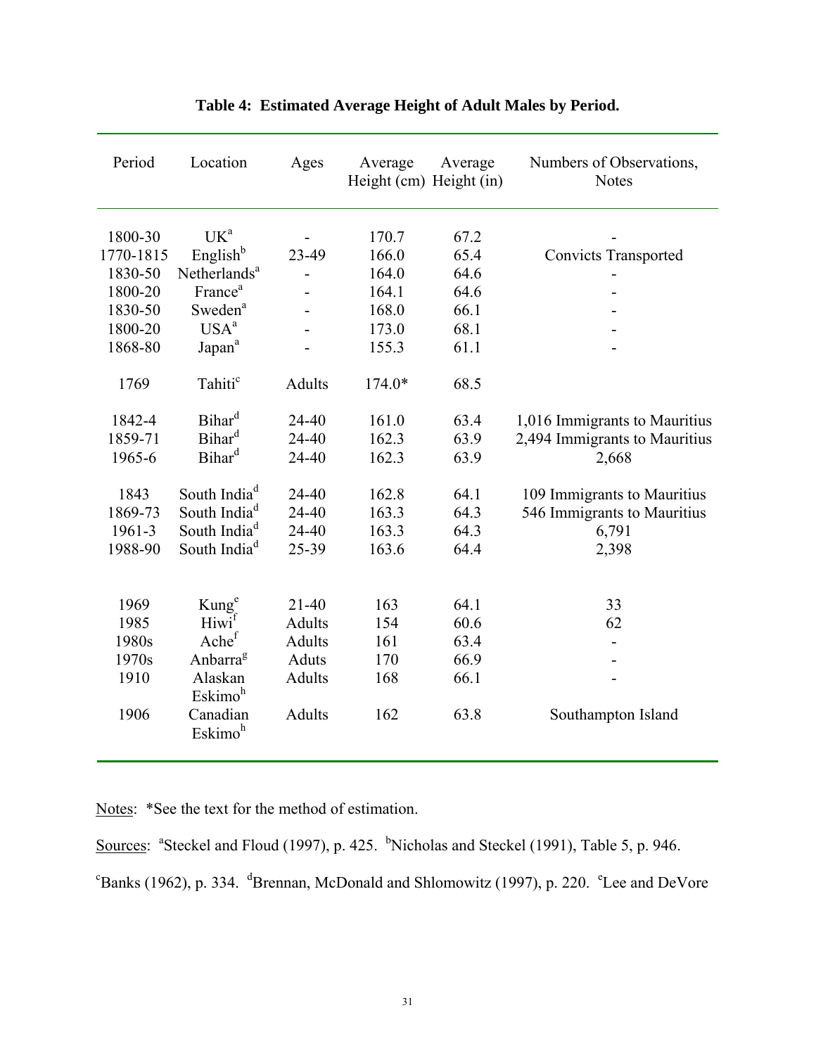**Table 4: Estimated Average Height of Adult Males by Period.**

| Period | Location | Ages | Average Height (cm) | Average Height (in) | Numbers of Observations, Notes |
|---|---|---|---|---|---|
| 1800-30 | UK[a] | - | 170.7 | 67.2 | - |
| 1770-1815 | English[b] | 23-49 | 166.0 | 65.4 | Convicts Transported |
| 1830-50 | Netherlands[a] | - | 164.0 | 64.6 | - |
| 1800-20 | France[a] | - | 164.1 | 64.6 | - |
| 1830-50 | Sweden[a] | - | 168.0 | 66.1 | - |
| 1800-20 | USA[a] | - | 173.0 | 68.1 | - |
| 1868-80 | Japan[a] | - | 155.3 | 61.1 | - |
| 1769 | Tahiti[c] | Adults | 174.0* | 68.5 | |
| 1842-4 | Bihar[d] | 24-40 | 161.0 | 63.4 | 1,016 Immigrants to Mauritius |
| 1859-71 | Bihar[d] | 24-40 | 162.3 | 63.9 | 2,494 Immigrants to Mauritius |
| 1965-6 | Bihar[d] | 24-40 | 162.3 | 63.9 | 2,668 |
| 1843 | South India[d] | 24-40 | 162.8 | 64.1 | 109 Immigrants to Mauritius |
| 1869-73 | South India[d] | 24-40 | 163.3 | 64.3 | 546 Immigrants to Mauritius |
| 1961-3 | South India[d] | 24-40 | 163.3 | 64.3 | 6,791 |
| 1988-90 | South India[d] | 25-39 | 163.6 | 64.4 | 2,398 |
| 1969 | Kung[e] | 21-40 | 163 | 64.1 | 33 |
| 1985 | Hiwi[f] | Adults | 154 | 60.6 | 62 |
| 1980s | Ache[f] | Adults | 161 | 63.4 | - |
| 1970s | Anbarra[g] | Aduts | 170 | 66.9 | - |
| 1910 | Alaskan Eskimo[h] | Adults | 168 | 66.1 | - |
| 1906 | Canadian Eskimo[h] | Adults | 162 | 63.8 | Southampton Island |

Notes: *See the text for the method of estimation.

Sources: [a]Steckel and Floud (1997), p. 425. [b]Nicholas and Steckel (1991), Table 5, p. 946. [c]Banks (1962), p. 334. [d]Brennan, McDonald and Shlomowitz (1997), p. 220. [e]Lee and DeVore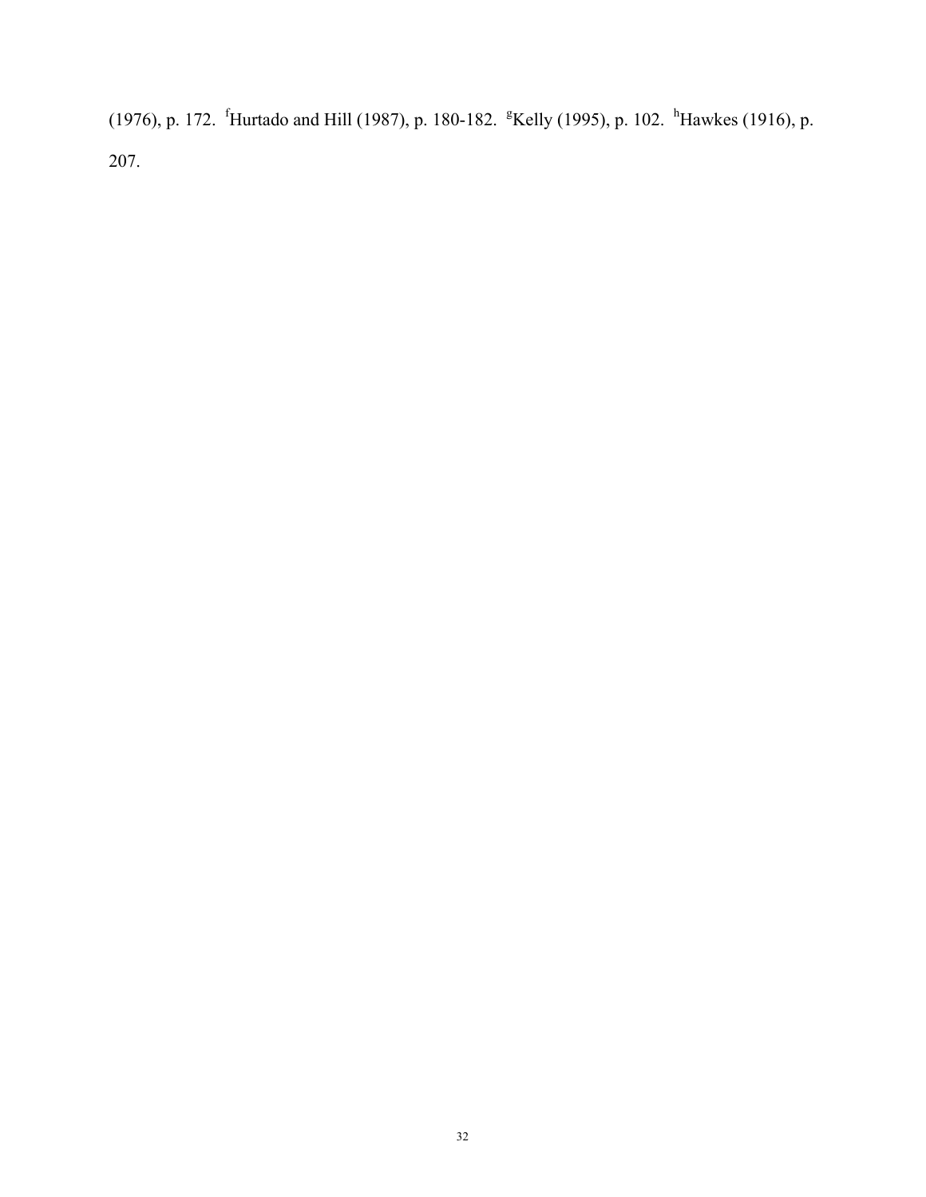(1976), p. 172. [f]Hurtado and Hill (1987), p. 180-182. [g]Kelly (1995), p. 102. [h]Hawkes (1916), p. 207.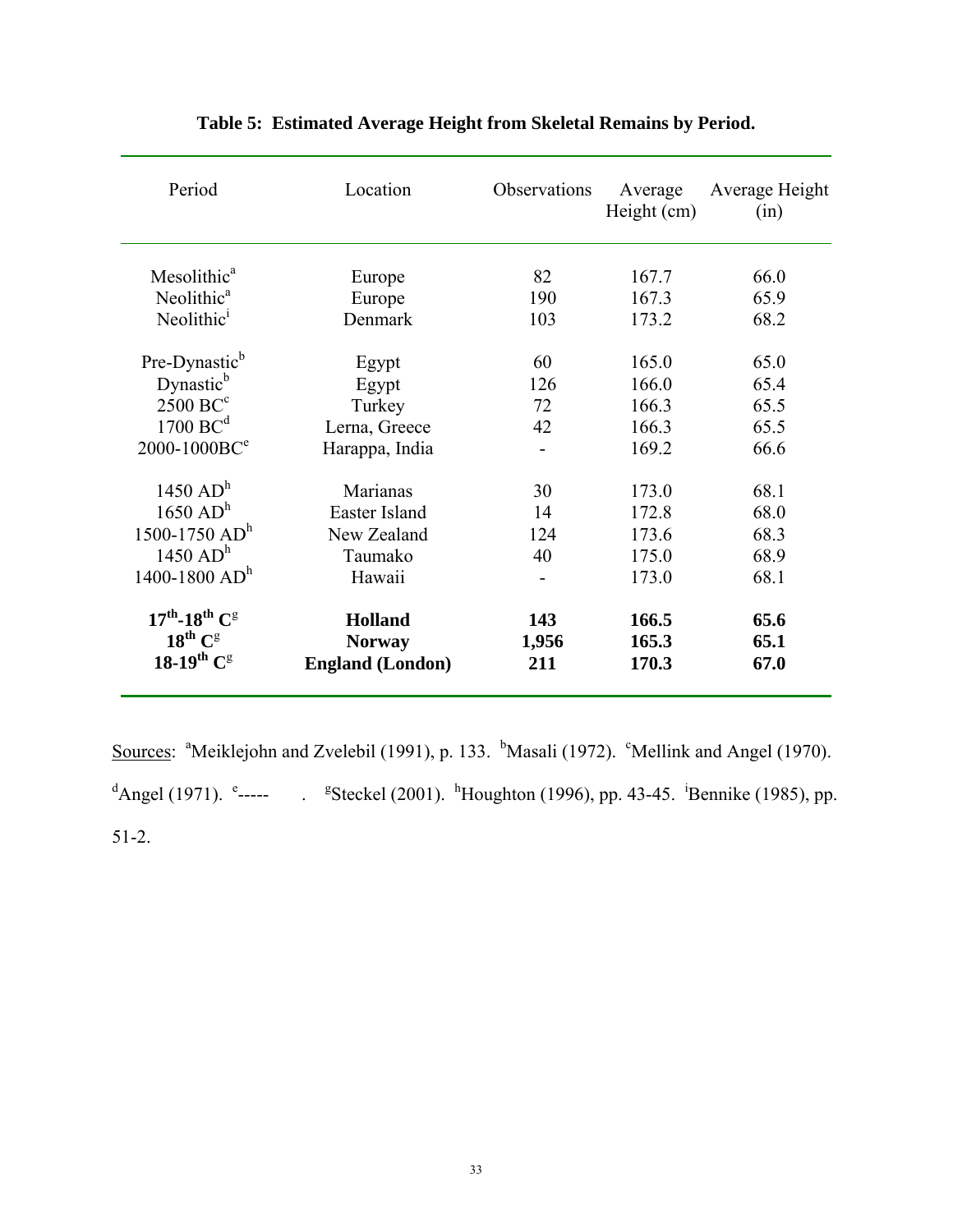**Table 5: Estimated Average Height from Skeletal Remains by Period.**

| Period | Location | Observations | Average Height (cm) | Average Height (in) |
|---|---|---|---|---|
| Mesolithic[a] | Europe | 82 | 167.7 | 66.0 |
| Neolithic[a] | Europe | 190 | 167.3 | 65.9 |
| Neolithic[i] | Denmark | 103 | 173.2 | 68.2 |
| Pre-Dynastic[b] | Egypt | 60 | 165.0 | 65.0 |
| Dynastic[b] | Egypt | 126 | 166.0 | 65.4 |
| 2500 BC[c] | Turkey | 72 | 166.3 | 65.5 |
| 1700 BC[d] | Lerna, Greece | 42 | 166.3 | 65.5 |
| 2000-1000BC[e] | Harappa, India | - | 169.2 | 66.6 |
| 1450 AD[h] | Marianas | 30 | 173.0 | 68.1 |
| 1650 AD[h] | Easter Island | 14 | 172.8 | 68.0 |
| 1500-1750 AD[h] | New Zealand | 124 | 173.6 | 68.3 |
| 1450 AD[h] | Taumako | 40 | 175.0 | 68.9 |
| 1400-1800 AD[h] | Hawaii | - | 173.0 | 68.1 |
| **17th-18th C**[g] | **Holland** | **143** | **166.5** | **65.6** |
| **18th C**[g] | **Norway** | **1,956** | **165.3** | **65.1** |
| **18-19th C**[g] | **England (London)** | **211** | **170.3** | **67.0** |

Sources: [a]Meiklejohn and Zvelebil (1991), p. 133. [b]Masali (1972). [c]Mellink and Angel (1970). [d]Angel (1971). [e]----- . [g]Steckel (2001). [h]Houghton (1996), pp. 43-45. [i]Bennike (1985), pp. 51-2.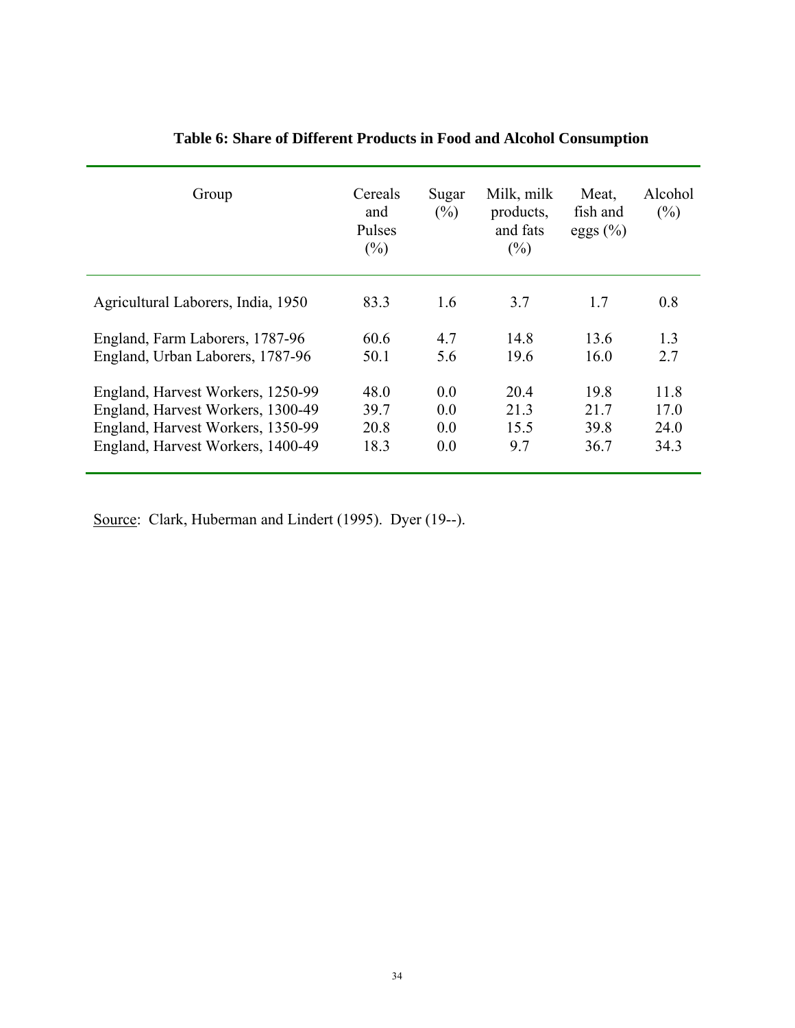**Table 6: Share of Different Products in Food and Alcohol Consumption**

| Group | Cereals and Pulses (%) | Sugar (%) | Milk, milk products, and fats (%) | Meat, fish and eggs (%) | Alcohol (%) |
|---|---|---|---|---|---|
| Agricultural Laborers, India, 1950 | 83.3 | 1.6 | 3.7 | 1.7 | 0.8 |
| England, Farm Laborers, 1787-96 | 60.6 | 4.7 | 14.8 | 13.6 | 1.3 |
| England, Urban Laborers, 1787-96 | 50.1 | 5.6 | 19.6 | 16.0 | 2.7 |
| England, Harvest Workers, 1250-99 | 48.0 | 0.0 | 20.4 | 19.8 | 11.8 |
| England, Harvest Workers, 1300-49 | 39.7 | 0.0 | 21.3 | 21.7 | 17.0 |
| England, Harvest Workers, 1350-99 | 20.8 | 0.0 | 15.5 | 39.8 | 24.0 |
| England, Harvest Workers, 1400-49 | 18.3 | 0.0 | 9.7 | 36.7 | 34.3 |

Source: Clark, Huberman and Lindert (1995). Dyer (19--).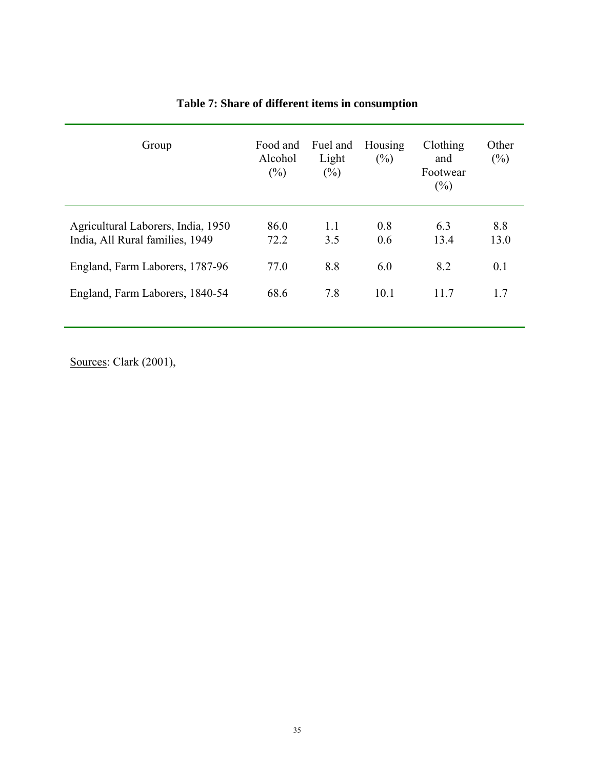**Table 7: Share of different items in consumption**

| Group | Food and Alcohol (%) | Fuel and Light (%) | Housing (%) | Clothing and Footwear (%) | Other (%) |
|---|---|---|---|---|---|
| Agricultural Laborers, India, 1950 | 86.0 | 1.1 | 0.8 | 6.3 | 8.8 |
| India, All Rural families, 1949 | 72.2 | 3.5 | 0.6 | 13.4 | 13.0 |
| England, Farm Laborers, 1787-96 | 77.0 | 8.8 | 6.0 | 8.2 | 0.1 |
| England, Farm Laborers, 1840-54 | 68.6 | 7.8 | 10.1 | 11.7 | 1.7 |

Sources: Clark (2001),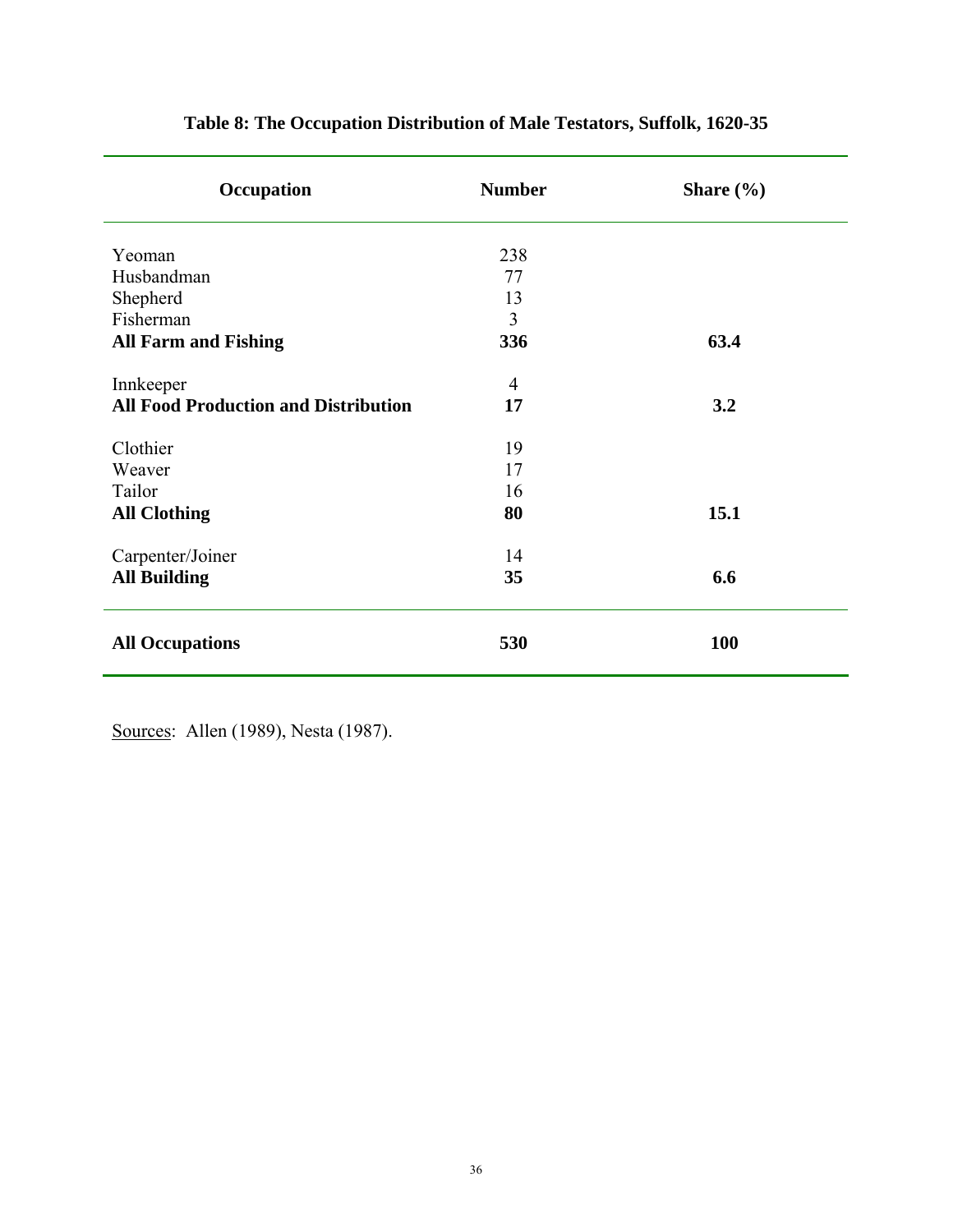**Table 8: The Occupation Distribution of Male Testators, Suffolk, 1620-35**

| Occupation | Number | Share (%) |
|---|---|---|
| Yeoman | 238 | |
| Husbandman | 77 | |
| Shepherd | 13 | |
| Fisherman | 3 | |
| **All Farm and Fishing** | **336** | **63.4** |
| Innkeeper | 4 | |
| **All Food Production and Distribution** | **17** | **3.2** |
| Clothier | 19 | |
| Weaver | 17 | |
| Tailor | 16 | |
| **All Clothing** | **80** | **15.1** |
| Carpenter/Joiner | 14 | |
| **All Building** | **35** | **6.6** |
| **All Occupations** | **530** | **100** |

Sources: Allen (1989), Nesta (1987).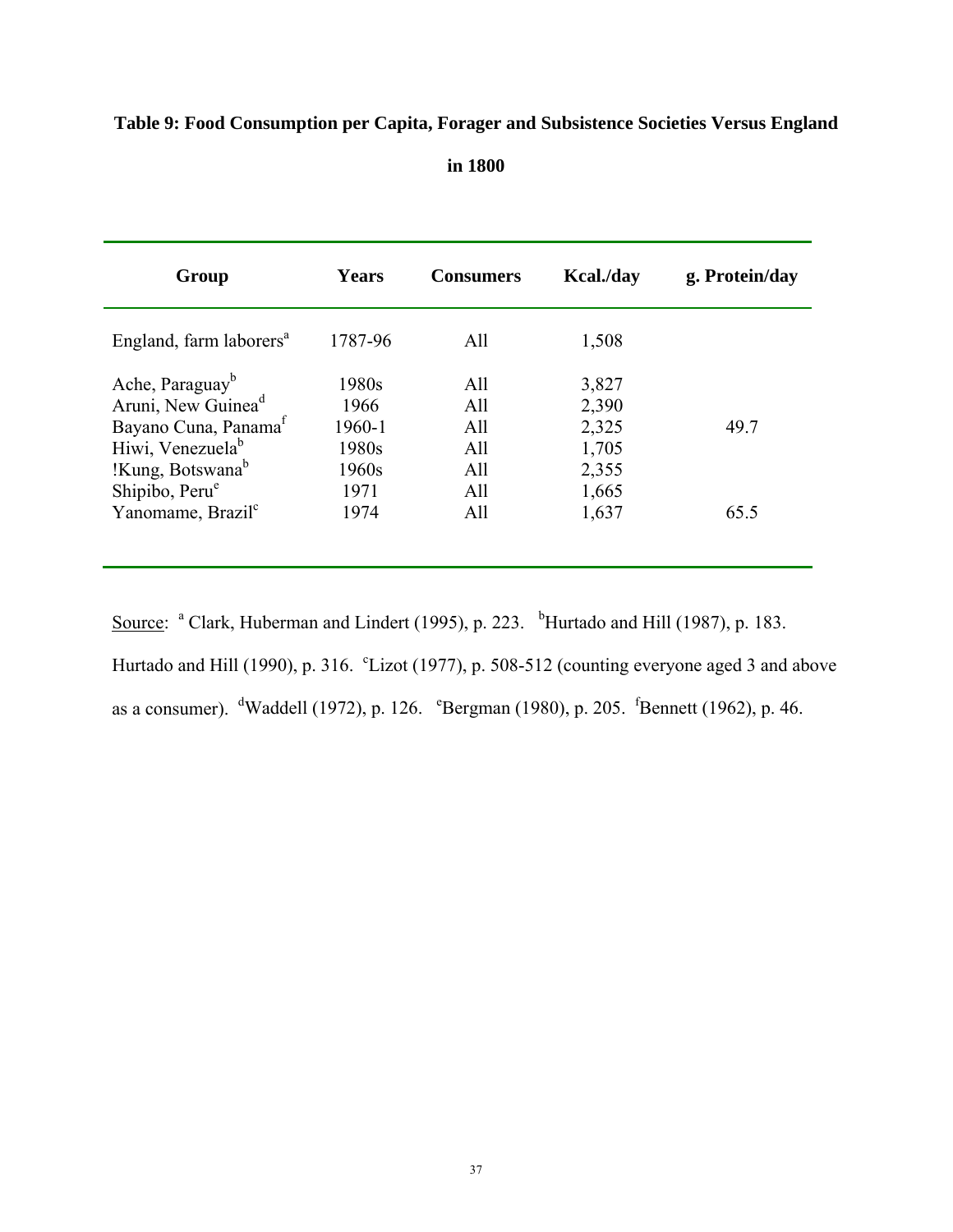**Table 9: Food Consumption per Capita, Forager and Subsistence Societies Versus England in 1800**

| Group | Years | Consumers | Kcal./day | g. Protein/day |
|---|---|---|---|---|
| England, farm laborers[a] | 1787-96 | All | 1,508 | |
| Ache, Paraguay[b] | 1980s | All | 3,827 | |
| Aruni, New Guinea[d] | 1966 | All | 2,390 | |
| Bayano Cuna, Panama[f] | 1960-1 | All | 2,325 | 49.7 |
| Hiwi, Venezuela[b] | 1980s | All | 1,705 | |
| !Kung, Botswana[b] | 1960s | All | 2,355 | |
| Shipibo, Peru[e] | 1971 | All | 1,665 | |
| Yanomame, Brazil[c] | 1974 | All | 1,637 | 65.5 |

Source: [a] Clark, Huberman and Lindert (1995), p. 223. [b]Hurtado and Hill (1987), p. 183. Hurtado and Hill (1990), p. 316. [c]Lizot (1977), p. 508-512 (counting everyone aged 3 and above as a consumer). [d]Waddell (1972), p. 126. [e]Bergman (1980), p. 205. [f]Bennett (1962), p. 46.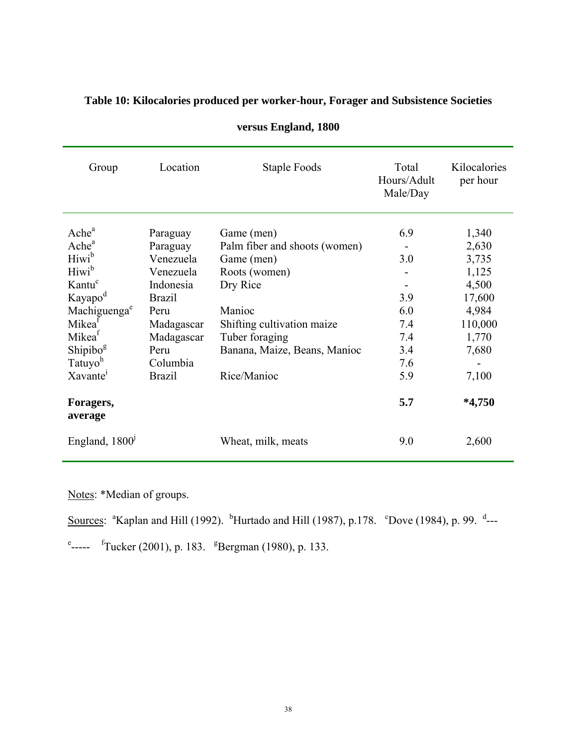**Table 10: Kilocalories produced per worker-hour, Forager and Subsistence Societies versus England, 1800**

| Group | Location | Staple Foods | Total Hours/Adult Male/Day | Kilocalories per hour |
|---|---|---|---|---|
| Ache[a] | Paraguay | Game (men) | 6.9 | 1,340 |
| Ache[a] | Paraguay | Palm fiber and shoots (women) | - | 2,630 |
| Hiwi[b] | Venezuela | Game (men) | 3.0 | 3,735 |
| Hiwi[b] | Venezuela | Roots (women) | - | 1,125 |
| Kantu[c] | Indonesia | Dry Rice | - | 4,500 |
| Kayapo[d] | Brazil | | 3.9 | 17,600 |
| Machiguenga[e] | Peru | Manioc | 6.0 | 4,984 |
| Mikea[f] | Madagascar | Shifting cultivation maize | 7.4 | 110,000 |
| Mikea[f] | Madagascar | Tuber foraging | 7.4 | 1,770 |
| Shipibo[g] | Peru | Banana, Maize, Beans, Manioc | 3.4 | 7,680 |
| Tatuyo[h] | Columbia | | 7.6 | - |
| Xavante[i] | Brazil | Rice/Manioc | 5.9 | 7,100 |
| **Foragers, average** | | | **5.7** | ***4,750** |
| England, 1800[j] | | Wheat, milk, meats | 9.0 | 2,600 |

Notes: *Median of groups.

Sources: [a]Kaplan and Hill (1992). [b]Hurtado and Hill (1987), p.178. [c]Dove (1984), p. 99. [d]--- [e]----- [f]Tucker (2001), p. 183. [g]Bergman (1980), p. 133.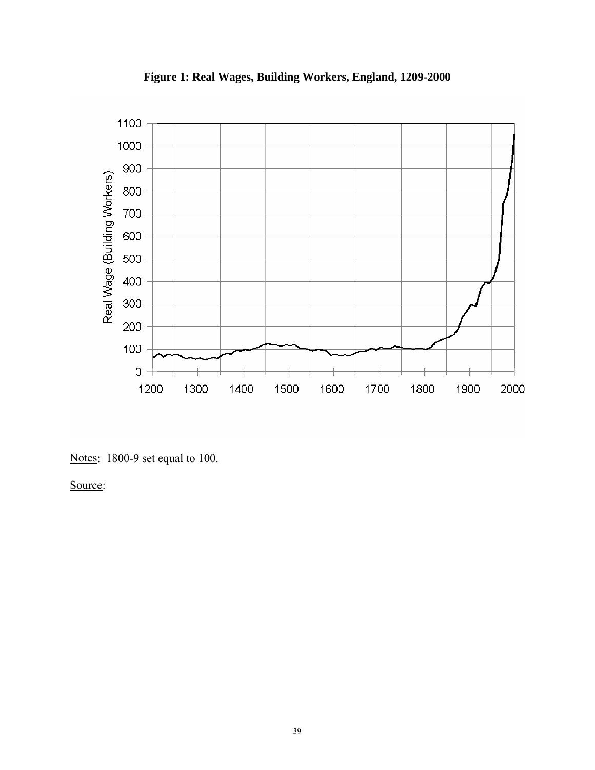**Figure 1: Real Wages, Building Workers, England, 1209-2000**

Real Wage (Building Workers)

1100
1000
900
800
700
600
500
400
300
200
100
0

1200 1300 1400 1500 1600 1700 1800 1900 2000

Notes: 1800-9 set equal to 100.

Source: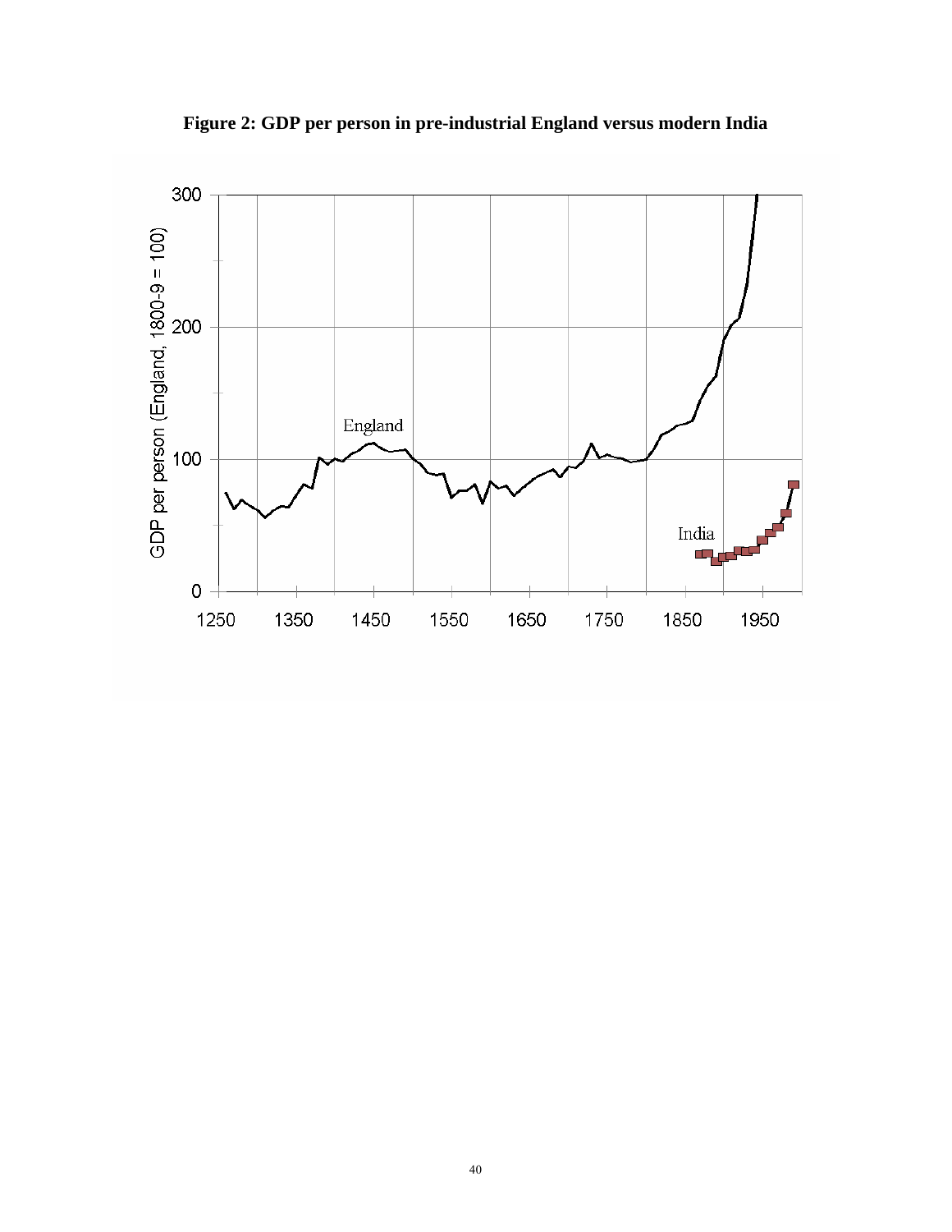**Figure 2: GDP per person in pre-industrial England versus modern India**

GDP per person (England, 1800-9 = 100)

300
200
100
0

1250 1350 1450 1550 1650 1750 1850 1950

England

India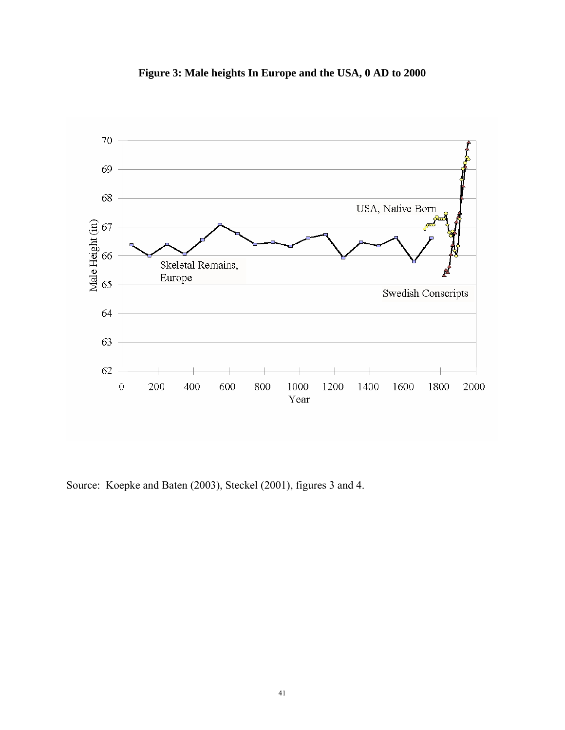**Figure 3: Male heights In Europe and the USA, 0 AD to 2000**

70
69
68
67
66
65
64
63
62

Male Height (in)

0 200 400 600 800 1000 1200 1400 1600 1800 2000

Year

USA, Native Born

Skeletal Remains, Europe

Swedish Conscripts

Source: Koepke and Baten (2003), Steckel (2001), figures 3 and 4.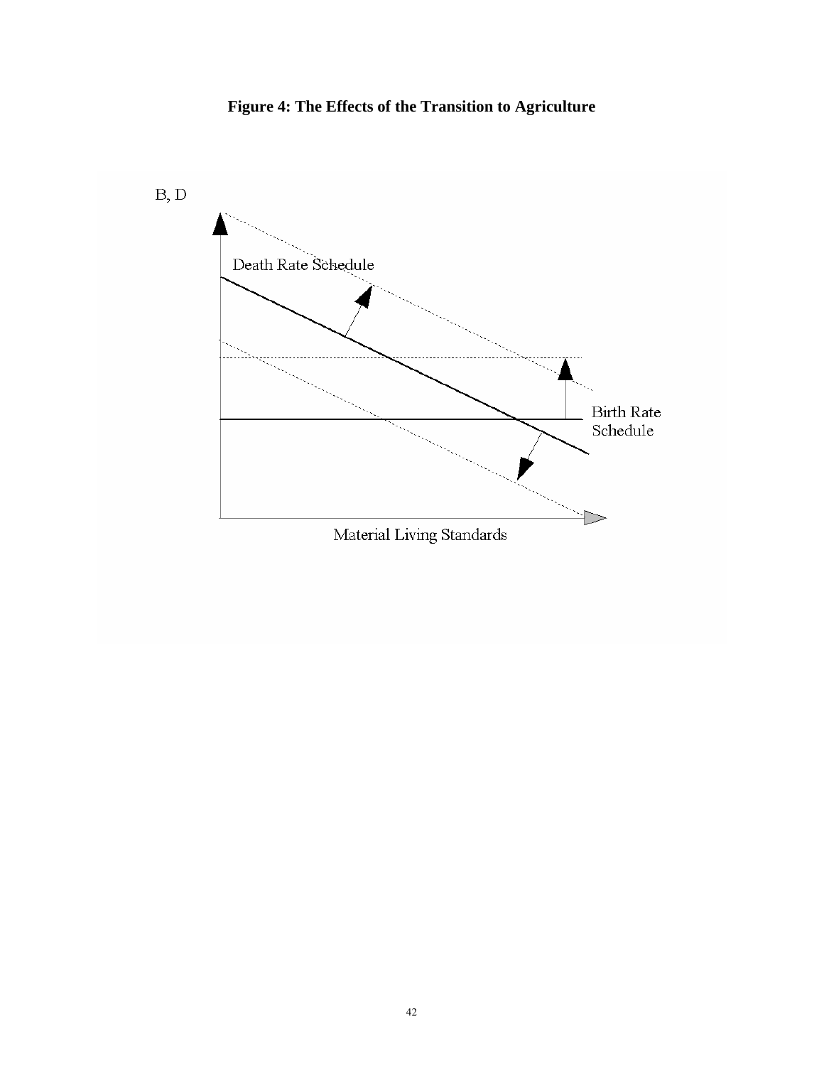**Figure 4: The Effects of the Transition to Agriculture**

B, D

Death Rate Schedule

Birth Rate
Schedule

Material Living Standards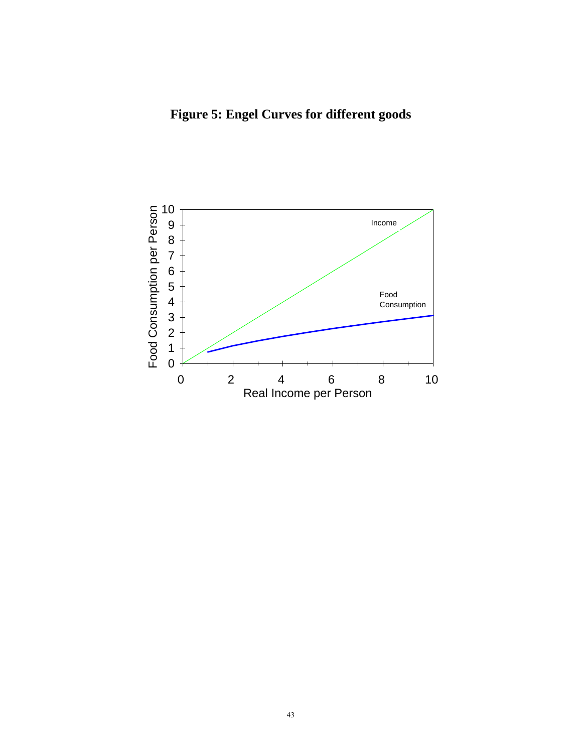**Figure 5: Engel Curves for different goods**

Food Consumption per Person

10
9
8
7
6
5
4
3
2
1
0

Income

Food
Consumption

0
2
4
6
8
10

Real Income per Person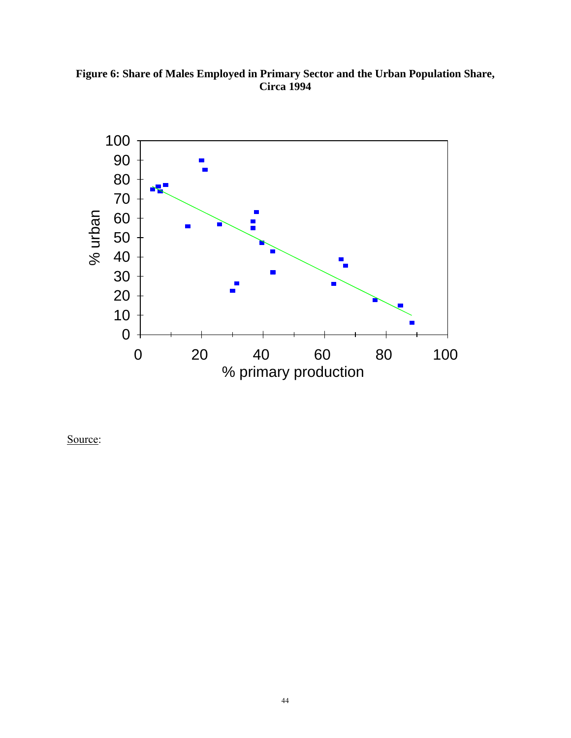**Figure 6: Share of Males Employed in Primary Sector and the Urban Population Share, Circa 1994**

100
90
80
70
60
50
40
30
20
10
0

% urban

0 20 40 60 80 100

% primary production

Source: